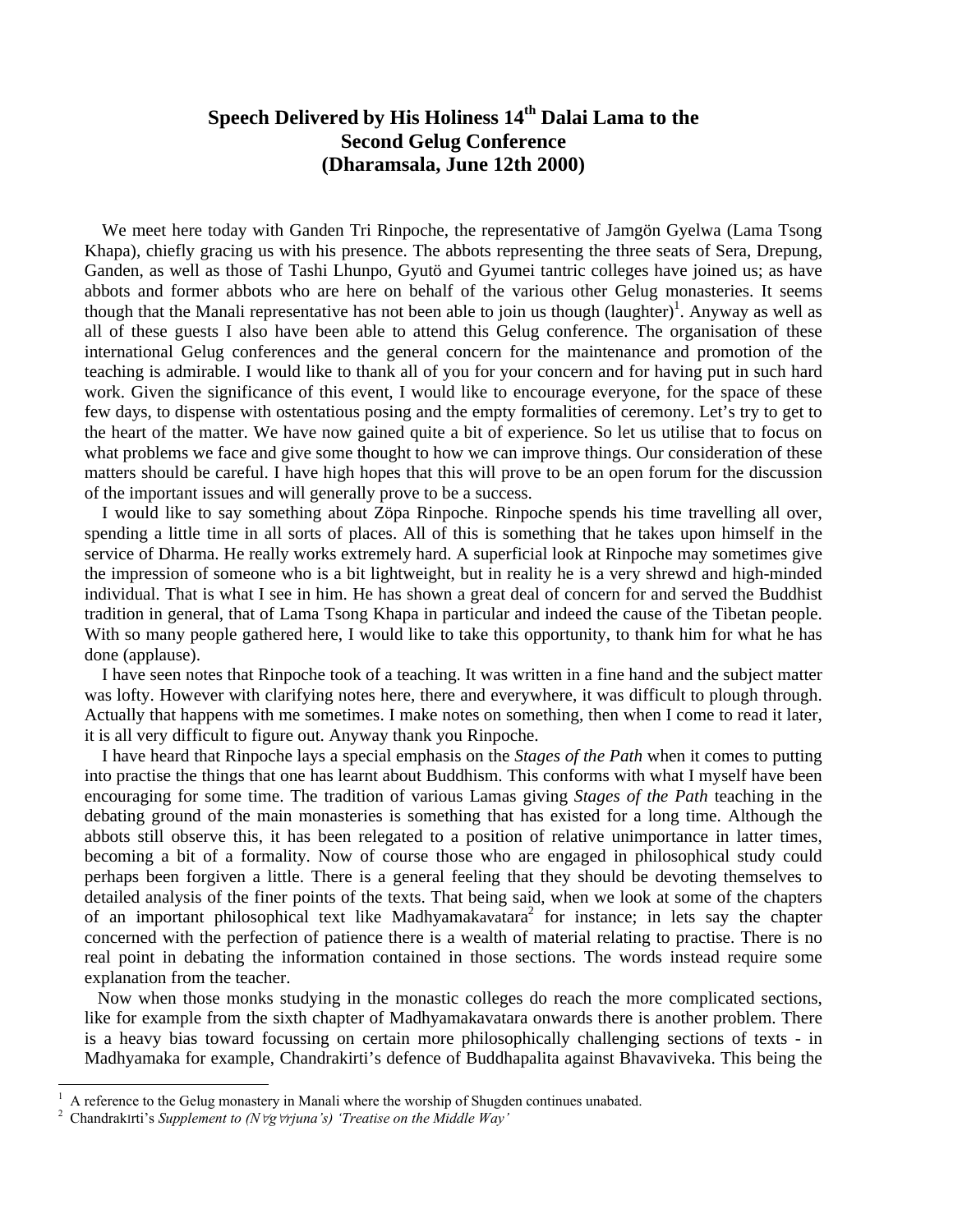# Speech Delivered by His Holiness 14th Dalai Lama to the Second Gelug Conference (Dharamsala, June 12th 2000)

We meet here today with Ganden Tri Rinpoche, the representative of Jamgön Gyelwa (Lama Tsong Khapa), chiefly gracing us with his presence. The abbots representing the three seats of Sera, Drepung, Ganden, as well as those of Tashi Lhunpo, Gyutö and Gyumei tantric colleges have joined us; as have abbots and former abbots who are here on behalf of the various other Gelug monasteries. It seems though that the Manali representative has not been able to join us though (laughter)[1]. Anyway as well as all of these guests I also have been able to attend this Gelug conference. The organisation of these international Gelug conferences and the general concern for the maintenance and promotion of the teaching is admirable. I would like to thank all of you for your concern and for having put in such hard work. Given the significance of this event, I would like to encourage everyone, for the space of these few days, to dispense with ostentatious posing and the empty formalities of ceremony. Let's try to get to the heart of the matter. We have now gained quite a bit of experience. So let us utilise that to focus on what problems we face and give some thought to how we can improve things. Our consideration of these matters should be careful. I have high hopes that this will prove to be an open forum for the discussion of the important issues and will generally prove to be a success.

I would like to say something about Zöpa Rinpoche. Rinpoche spends his time travelling all over, spending a little time in all sorts of places. All of this is something that he takes upon himself in the service of Dharma. He really works extremely hard. A superficial look at Rinpoche may sometimes give the impression of someone who is a bit lightweight, but in reality he is a very shrewd and high-minded individual. That is what I see in him. He has shown a great deal of concern for and served the Buddhist tradition in general, that of Lama Tsong Khapa in particular and indeed the cause of the Tibetan people. With so many people gathered here, I would like to take this opportunity, to thank him for what he has done (applause).

I have seen notes that Rinpoche took of a teaching. It was written in a fine hand and the subject matter was lofty. However with clarifying notes here, there and everywhere, it was difficult to plough through. Actually that happens with me sometimes. I make notes on something, then when I come to read it later, it is all very difficult to figure out. Anyway thank you Rinpoche.

I have heard that Rinpoche lays a special emphasis on the *Stages of the Path* when it comes to putting into practise the things that one has learnt about Buddhism. This conforms with what I myself have been encouraging for some time. The tradition of various Lamas giving *Stages of the Path* teaching in the debating ground of the main monasteries is something that has existed for a long time. Although the abbots still observe this, it has been relegated to a position of relative unimportance in latter times, becoming a bit of a formality. Now of course those who are engaged in philosophical study could perhaps been forgiven a little. There is a general feeling that they should be devoting themselves to detailed analysis of the finer points of the texts. That being said, when we look at some of the chapters of an important philosophical text like Madhyamakavatara[2] for instance; in lets say the chapter concerned with the perfection of patience there is a wealth of material relating to practise. There is no real point in debating the information contained in those sections. The words instead require some explanation from the teacher.

Now when those monks studying in the monastic colleges do reach the more complicated sections, like for example from the sixth chapter of Madhyamakavatara onwards there is another problem. There is a heavy bias toward focussing on certain more philosophically challenging sections of texts - in Madhyamaka for example, Chandrakirti's defence of Buddhapalita against Bhavaviveka. This being the

---

[1] A reference to the Gelug monastery in Manali where the worship of Shugden continues unabated.

[2] Chandrakīrti's *Supplement to (Nāgārjuna's) 'Treatise on the Middle Way'*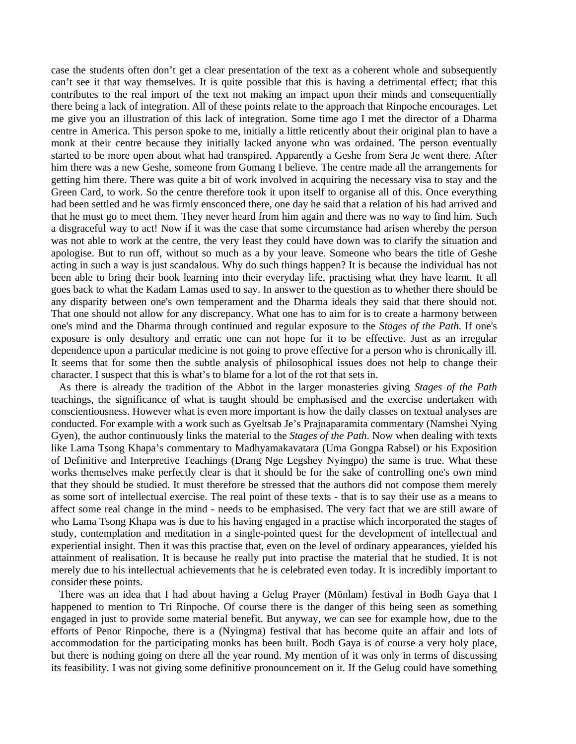case the students often don't get a clear presentation of the text as a coherent whole and subsequently can't see it that way themselves. It is quite possible that this is having a detrimental effect; that this contributes to the real import of the text not making an impact upon their minds and consequentially there being a lack of integration. All of these points relate to the approach that Rinpoche encourages. Let me give you an illustration of this lack of integration. Some time ago I met the director of a Dharma centre in America. This person spoke to me, initially a little reticently about their original plan to have a monk at their centre because they initially lacked anyone who was ordained. The person eventually started to be more open about what had transpired. Apparently a Geshe from Sera Je went there. After him there was a new Geshe, someone from Gomang I believe. The centre made all the arrangements for getting him there. There was quite a bit of work involved in acquiring the necessary visa to stay and the Green Card, to work. So the centre therefore took it upon itself to organise all of this. Once everything had been settled and he was firmly ensconced there, one day he said that a relation of his had arrived and that he must go to meet them. They never heard from him again and there was no way to find him. Such a disgraceful way to act! Now if it was the case that some circumstance had arisen whereby the person was not able to work at the centre, the very least they could have down was to clarify the situation and apologise. But to run off, without so much as a by your leave. Someone who bears the title of Geshe acting in such a way is just scandalous. Why do such things happen? It is because the individual has not been able to bring their book learning into their everyday life, practising what they have learnt. It all goes back to what the Kadam Lamas used to say. In answer to the question as to whether there should be any disparity between one's own temperament and the Dharma ideals they said that there should not. That one should not allow for any discrepancy. What one has to aim for is to create a harmony between one's mind and the Dharma through continued and regular exposure to the *Stages of the Path*. If one's exposure is only desultory and erratic one can not hope for it to be effective. Just as an irregular dependence upon a particular medicine is not going to prove effective for a person who is chronically ill. It seems that for some then the subtle analysis of philosophical issues does not help to change their character. I suspect that this is what's to blame for a lot of the rot that sets in.

As there is already the tradition of the Abbot in the larger monasteries giving *Stages of the Path* teachings, the significance of what is taught should be emphasised and the exercise undertaken with conscientiousness. However what is even more important is how the daily classes on textual analyses are conducted. For example with a work such as Gyeltsab Je's Prajnaparamita commentary (Namshei Nying Gyen), the author continuously links the material to the *Stages of the Path*. Now when dealing with texts like Lama Tsong Khapa's commentary to Madhyamakavatara (Uma Gongpa Rabsel) or his Exposition of Definitive and Interpretive Teachings (Drang Nge Legshey Nyingpo) the same is true. What these works themselves make perfectly clear is that it should be for the sake of controlling one's own mind that they should be studied. It must therefore be stressed that the authors did not compose them merely as some sort of intellectual exercise. The real point of these texts - that is to say their use as a means to affect some real change in the mind - needs to be emphasised. The very fact that we are still aware of who Lama Tsong Khapa was is due to his having engaged in a practise which incorporated the stages of study, contemplation and meditation in a single-pointed quest for the development of intellectual and experiential insight. Then it was this practise that, even on the level of ordinary appearances, yielded his attainment of realisation. It is because he really put into practise the material that he studied. It is not merely due to his intellectual achievements that he is celebrated even today. It is incredibly important to consider these points.

There was an idea that I had about having a Gelug Prayer (Mönlam) festival in Bodh Gaya that I happened to mention to Tri Rinpoche. Of course there is the danger of this being seen as something engaged in just to provide some material benefit. But anyway, we can see for example how, due to the efforts of Penor Rinpoche, there is a (Nyingma) festival that has become quite an affair and lots of accommodation for the participating monks has been built. Bodh Gaya is of course a very holy place, but there is nothing going on there all the year round. My mention of it was only in terms of discussing its feasibility. I was not giving some definitive pronouncement on it. If the Gelug could have something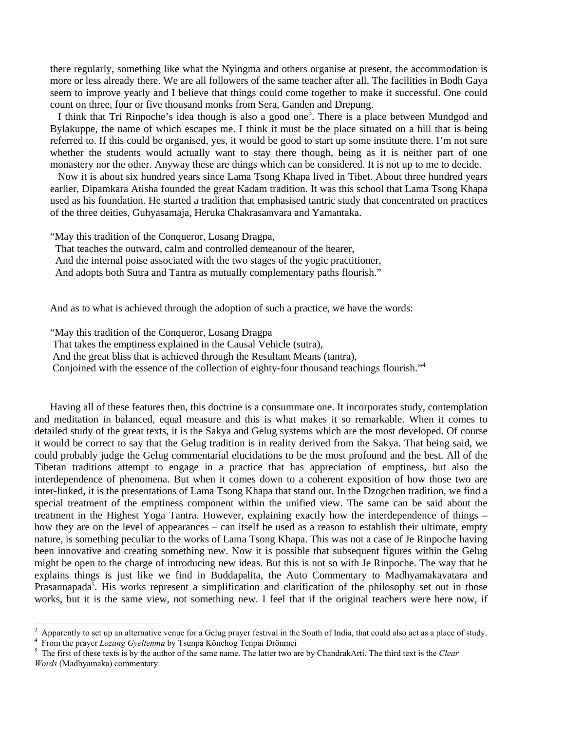there regularly, something like what the Nyingma and others organise at present, the accommodation is more or less already there. We are all followers of the same teacher after all. The facilities in Bodh Gaya seem to improve yearly and I believe that things could come together to make it successful. One could count on three, four or five thousand monks from Sera, Ganden and Drepung.

I think that Tri Rinpoche's idea though is also a good one[3]. There is a place between Mundgod and Bylakuppe, the name of which escapes me. I think it must be the place situated on a hill that is being referred to. If this could be organised, yes, it would be good to start up some institute there. I'm not sure whether the students would actually want to stay there though, being as it is neither part of one monastery nor the other. Anyway these are things which can be considered. It is not up to me to decide.

Now it is about six hundred years since Lama Tsong Khapa lived in Tibet. About three hundred years earlier, Dipamkara Atisha founded the great Kadam tradition. It was this school that Lama Tsong Khapa used as his foundation. He started a tradition that emphasised tantric study that concentrated on practices of the three deities, Guhyasamaja, Heruka Chakrasamvara and Yamantaka.

"May this tradition of the Conqueror, Losang Dragpa,
That teaches the outward, calm and controlled demeanour of the hearer,
And the internal poise associated with the two stages of the yogic practitioner,
And adopts both Sutra and Tantra as mutually complementary paths flourish."

And as to what is achieved through the adoption of such a practice, we have the words:

"May this tradition of the Conqueror, Losang Dragpa
That takes the emptiness explained in the Causal Vehicle (sutra),
And the great bliss that is achieved through the Resultant Means (tantra),
Conjoined with the essence of the collection of eighty-four thousand teachings flourish."[4]

Having all of these features then, this doctrine is a consummate one. It incorporates study, contemplation and meditation in balanced, equal measure and this is what makes it so remarkable. When it comes to detailed study of the great texts, it is the Sakya and Gelug systems which are the most developed. Of course it would be correct to say that the Gelug tradition is in reality derived from the Sakya. That being said, we could probably judge the Gelug commentarial elucidations to be the most profound and the best. All of the Tibetan traditions attempt to engage in a practice that has appreciation of emptiness, but also the interdependence of phenomena. But when it comes down to a coherent exposition of how those two are inter-linked, it is the presentations of Lama Tsong Khapa that stand out. In the Dzogchen tradition, we find a special treatment of the emptiness component within the unified view. The same can be said about the treatment in the Highest Yoga Tantra. However, explaining exactly how the interdependence of things – how they are on the level of appearances – can itself be used as a reason to establish their ultimate, empty nature, is something peculiar to the works of Lama Tsong Khapa. This was not a case of Je Rinpoche having been innovative and creating something new. Now it is possible that subsequent figures within the Gelug might be open to the charge of introducing new ideas. But this is not so with Je Rinpoche. The way that he explains things is just like we find in Buddapalita, the Auto Commentary to Madhyamakavatara and Prasannapada[5]. His works represent a simplification and clarification of the philosophy set out in those works, but it is the same view, not something new. I feel that if the original teachers were here now, if

---

[3] Apparently to set up an alternative venue for a Gelug prayer festival in the South of India, that could also act as a place of study.

[4] From the prayer *Lozang Gyeltenma* by Tsunpa Könchog Tenpai Drönmei

[5] The first of these texts is by the author of the same name. The latter two are by ChandrakΛrti. The third text is the *Clear Words* (Madhyamaka) commentary.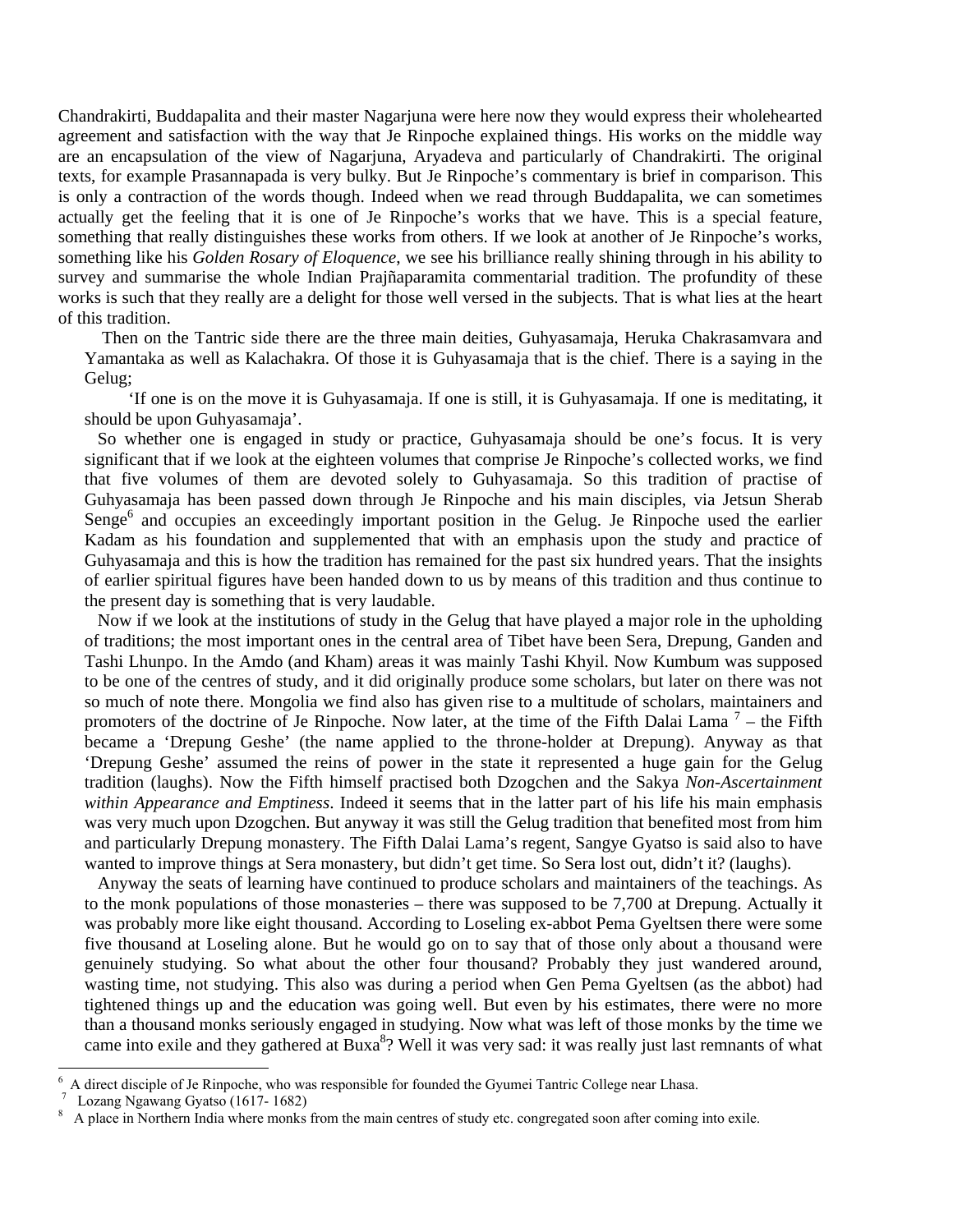Chandrakirti, Buddapalita and their master Nagarjuna were here now they would express their wholehearted agreement and satisfaction with the way that Je Rinpoche explained things. His works on the middle way are an encapsulation of the view of Nagarjuna, Aryadeva and particularly of Chandrakirti. The original texts, for example Prasannapada is very bulky. But Je Rinpoche's commentary is brief in comparison. This is only a contraction of the words though. Indeed when we read through Buddapalita, we can sometimes actually get the feeling that it is one of Je Rinpoche's works that we have. This is a special feature, something that really distinguishes these works from others. If we look at another of Je Rinpoche's works, something like his *Golden Rosary of Eloquence*, we see his brilliance really shining through in his ability to survey and summarise the whole Indian Prajñaparamita commentarial tradition. The profundity of these works is such that they really are a delight for those well versed in the subjects. That is what lies at the heart of this tradition.

Then on the Tantric side there are the three main deities, Guhyasamaja, Heruka Chakrasamvara and Yamantaka as well as Kalachakra. Of those it is Guhyasamaja that is the chief. There is a saying in the Gelug;

'If one is on the move it is Guhyasamaja. If one is still, it is Guhyasamaja. If one is meditating, it should be upon Guhyasamaja'.

So whether one is engaged in study or practice, Guhyasamaja should be one's focus. It is very significant that if we look at the eighteen volumes that comprise Je Rinpoche's collected works, we find that five volumes of them are devoted solely to Guhyasamaja. So this tradition of practise of Guhyasamaja has been passed down through Je Rinpoche and his main disciples, via Jetsun Sherab Senge[6] and occupies an exceedingly important position in the Gelug. Je Rinpoche used the earlier Kadam as his foundation and supplemented that with an emphasis upon the study and practice of Guhyasamaja and this is how the tradition has remained for the past six hundred years. That the insights of earlier spiritual figures have been handed down to us by means of this tradition and thus continue to the present day is something that is very laudable.

Now if we look at the institutions of study in the Gelug that have played a major role in the upholding of traditions; the most important ones in the central area of Tibet have been Sera, Drepung, Ganden and Tashi Lhunpo. In the Amdo (and Kham) areas it was mainly Tashi Khyil. Now Kumbum was supposed to be one of the centres of study, and it did originally produce some scholars, but later on there was not so much of note there. Mongolia we find also has given rise to a multitude of scholars, maintainers and promoters of the doctrine of Je Rinpoche. Now later, at the time of the Fifth Dalai Lama [7] – the Fifth became a 'Drepung Geshe' (the name applied to the throne-holder at Drepung). Anyway as that 'Drepung Geshe' assumed the reins of power in the state it represented a huge gain for the Gelug tradition (laughs). Now the Fifth himself practised both Dzogchen and the Sakya *Non-Ascertainment within Appearance and Emptiness*. Indeed it seems that in the latter part of his life his main emphasis was very much upon Dzogchen. But anyway it was still the Gelug tradition that benefited most from him and particularly Drepung monastery. The Fifth Dalai Lama's regent, Sangye Gyatso is said also to have wanted to improve things at Sera monastery, but didn't get time. So Sera lost out, didn't it? (laughs).

Anyway the seats of learning have continued to produce scholars and maintainers of the teachings. As to the monk populations of those monasteries – there was supposed to be 7,700 at Drepung. Actually it was probably more like eight thousand. According to Loseling ex-abbot Pema Gyeltsen there were some five thousand at Loseling alone. But he would go on to say that of those only about a thousand were genuinely studying. So what about the other four thousand? Probably they just wandered around, wasting time, not studying. This also was during a period when Gen Pema Gyeltsen (as the abbot) had tightened things up and the education was going well. But even by his estimates, there were no more than a thousand monks seriously engaged in studying. Now what was left of those monks by the time we came into exile and they gathered at Buxa[8]? Well it was very sad: it was really just last remnants of what

[6] A direct disciple of Je Rinpoche, who was responsible for founded the Gyumei Tantric College near Lhasa.

[7] Lozang Ngawang Gyatso (1617- 1682)

[8] A place in Northern India where monks from the main centres of study etc. congregated soon after coming into exile.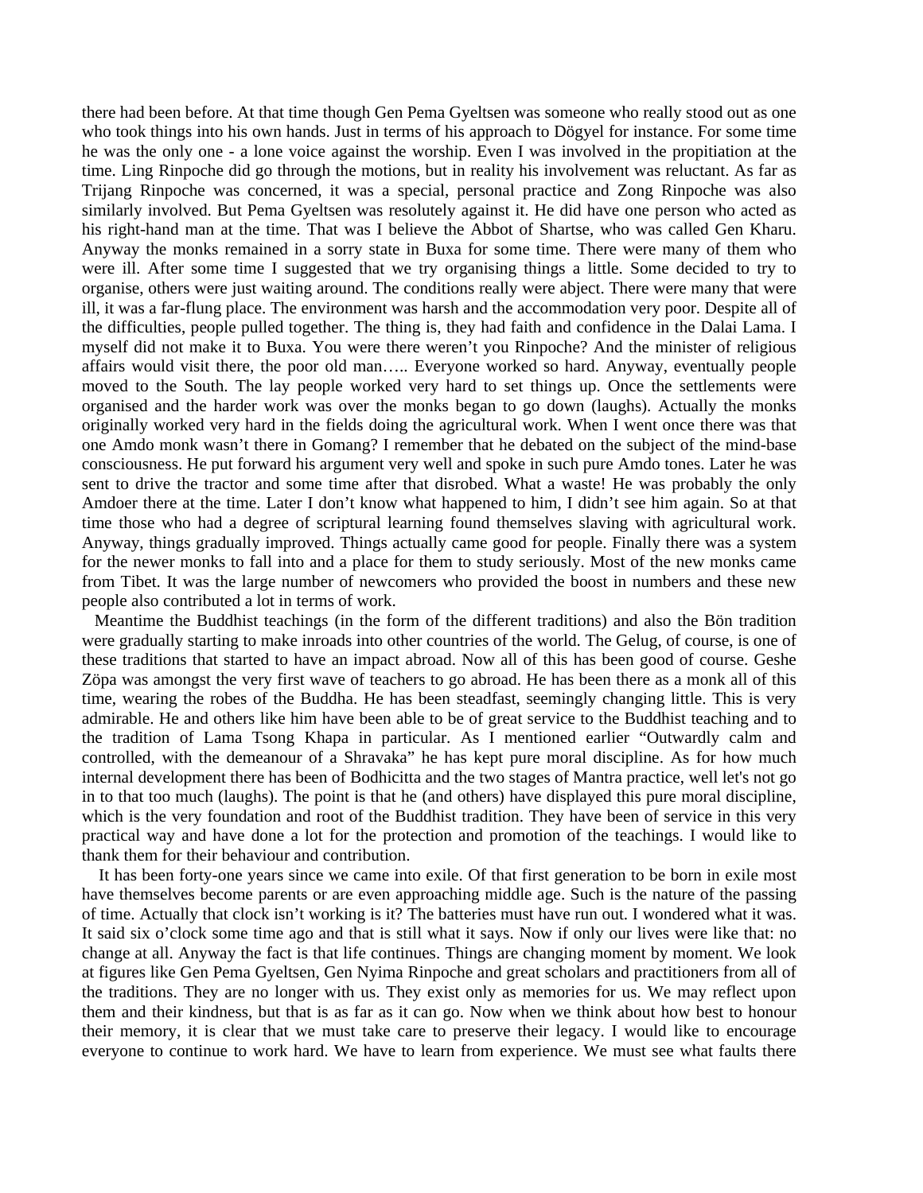there had been before. At that time though Gen Pema Gyeltsen was someone who really stood out as one who took things into his own hands. Just in terms of his approach to Dögyel for instance. For some time he was the only one - a lone voice against the worship. Even I was involved in the propitiation at the time. Ling Rinpoche did go through the motions, but in reality his involvement was reluctant. As far as Trijang Rinpoche was concerned, it was a special, personal practice and Zong Rinpoche was also similarly involved. But Pema Gyeltsen was resolutely against it. He did have one person who acted as his right-hand man at the time. That was I believe the Abbot of Shartse, who was called Gen Kharu. Anyway the monks remained in a sorry state in Buxa for some time. There were many of them who were ill. After some time I suggested that we try organising things a little. Some decided to try to organise, others were just waiting around. The conditions really were abject. There were many that were ill, it was a far-flung place. The environment was harsh and the accommodation very poor. Despite all of the difficulties, people pulled together. The thing is, they had faith and confidence in the Dalai Lama. I myself did not make it to Buxa. You were there weren't you Rinpoche? And the minister of religious affairs would visit there, the poor old man….. Everyone worked so hard. Anyway, eventually people moved to the South. The lay people worked very hard to set things up. Once the settlements were organised and the harder work was over the monks began to go down (laughs). Actually the monks originally worked very hard in the fields doing the agricultural work. When I went once there was that one Amdo monk wasn't there in Gomang? I remember that he debated on the subject of the mind-base consciousness. He put forward his argument very well and spoke in such pure Amdo tones. Later he was sent to drive the tractor and some time after that disrobed. What a waste! He was probably the only Amdoer there at the time. Later I don't know what happened to him, I didn't see him again. So at that time those who had a degree of scriptural learning found themselves slaving with agricultural work. Anyway, things gradually improved. Things actually came good for people. Finally there was a system for the newer monks to fall into and a place for them to study seriously. Most of the new monks came from Tibet. It was the large number of newcomers who provided the boost in numbers and these new people also contributed a lot in terms of work.

Meantime the Buddhist teachings (in the form of the different traditions) and also the Bön tradition were gradually starting to make inroads into other countries of the world. The Gelug, of course, is one of these traditions that started to have an impact abroad. Now all of this has been good of course. Geshe Zöpa was amongst the very first wave of teachers to go abroad. He has been there as a monk all of this time, wearing the robes of the Buddha. He has been steadfast, seemingly changing little. This is very admirable. He and others like him have been able to be of great service to the Buddhist teaching and to the tradition of Lama Tsong Khapa in particular. As I mentioned earlier "Outwardly calm and controlled, with the demeanour of a Shravaka" he has kept pure moral discipline. As for how much internal development there has been of Bodhicitta and the two stages of Mantra practice, well let's not go in to that too much (laughs). The point is that he (and others) have displayed this pure moral discipline, which is the very foundation and root of the Buddhist tradition. They have been of service in this very practical way and have done a lot for the protection and promotion of the teachings. I would like to thank them for their behaviour and contribution.

It has been forty-one years since we came into exile. Of that first generation to be born in exile most have themselves become parents or are even approaching middle age. Such is the nature of the passing of time. Actually that clock isn't working is it? The batteries must have run out. I wondered what it was. It said six o'clock some time ago and that is still what it says. Now if only our lives were like that: no change at all. Anyway the fact is that life continues. Things are changing moment by moment. We look at figures like Gen Pema Gyeltsen, Gen Nyima Rinpoche and great scholars and practitioners from all of the traditions. They are no longer with us. They exist only as memories for us. We may reflect upon them and their kindness, but that is as far as it can go. Now when we think about how best to honour their memory, it is clear that we must take care to preserve their legacy. I would like to encourage everyone to continue to work hard. We have to learn from experience. We must see what faults there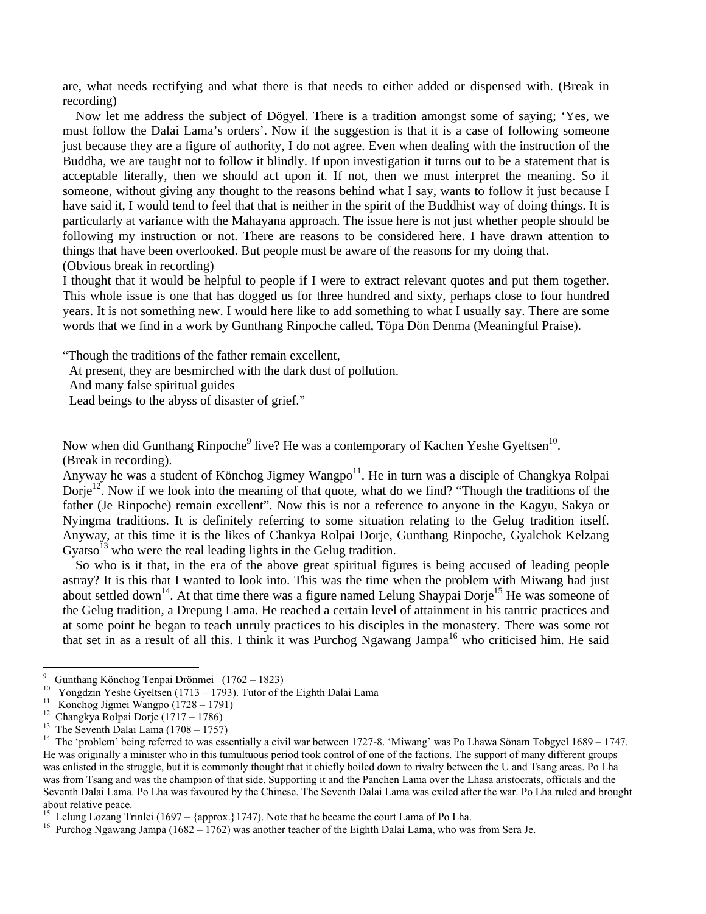are, what needs rectifying and what there is that needs to either added or dispensed with. (Break in recording)

Now let me address the subject of Dögyel. There is a tradition amongst some of saying; 'Yes, we must follow the Dalai Lama's orders'. Now if the suggestion is that it is a case of following someone just because they are a figure of authority, I do not agree. Even when dealing with the instruction of the Buddha, we are taught not to follow it blindly. If upon investigation it turns out to be a statement that is acceptable literally, then we should act upon it. If not, then we must interpret the meaning. So if someone, without giving any thought to the reasons behind what I say, wants to follow it just because I have said it, I would tend to feel that that is neither in the spirit of the Buddhist way of doing things. It is particularly at variance with the Mahayana approach. The issue here is not just whether people should be following my instruction or not. There are reasons to be considered here. I have drawn attention to things that have been overlooked. But people must be aware of the reasons for my doing that.

(Obvious break in recording)

I thought that it would be helpful to people if I were to extract relevant quotes and put them together. This whole issue is one that has dogged us for three hundred and sixty, perhaps close to four hundred years. It is not something new. I would here like to add something to what I usually say. There are some words that we find in a work by Gunthang Rinpoche called, Töpa Dön Denma (Meaningful Praise).

"Though the traditions of the father remain excellent,
At present, they are besmirched with the dark dust of pollution.
And many false spiritual guides
Lead beings to the abyss of disaster of grief."

Now when did Gunthang Rinpoche[9] live? He was a contemporary of Kachen Yeshe Gyeltsen[10].
(Break in recording).

Anyway he was a student of Könchog Jigmey Wangpo[11]. He in turn was a disciple of Changkya Rolpai Dorje[12]. Now if we look into the meaning of that quote, what do we find? "Though the traditions of the father (Je Rinpoche) remain excellent". Now this is not a reference to anyone in the Kagyu, Sakya or Nyingma traditions. It is definitely referring to some situation relating to the Gelug tradition itself. Anyway, at this time it is the likes of Chankya Rolpai Dorje, Gunthang Rinpoche, Gyalchok Kelzang Gyatso[13] who were the real leading lights in the Gelug tradition.

So who is it that, in the era of the above great spiritual figures is being accused of leading people astray? It is this that I wanted to look into. This was the time when the problem with Miwang had just about settled down[14]. At that time there was a figure named Lelung Shaypai Dorje[15] He was someone of the Gelug tradition, a Drepung Lama. He reached a certain level of attainment in his tantric practices and at some point he began to teach unruly practices to his disciples in the monastery. There was some rot that set in as a result of all this. I think it was Purchog Ngawang Jampa[16] who criticised him. He said

---

[9] Gunthang Könchog Tenpai Drönmei (1762 – 1823)

[10] Yongdzin Yeshe Gyeltsen (1713 – 1793). Tutor of the Eighth Dalai Lama

[11] Konchog Jigmei Wangpo (1728 – 1791)

[12] Changkya Rolpai Dorje (1717 – 1786)

[13] The Seventh Dalai Lama (1708 – 1757)

[14] The 'problem' being referred to was essentially a civil war between 1727-8. 'Miwang' was Po Lhawa Sönam Tobgyel 1689 – 1747. He was originally a minister who in this tumultuous period took control of one of the factions. The support of many different groups was enlisted in the struggle, but it is commonly thought that it chiefly boiled down to rivalry between the U and Tsang areas. Po Lha was from Tsang and was the champion of that side. Supporting it and the Panchen Lama over the Lhasa aristocrats, officials and the Seventh Dalai Lama. Po Lha was favoured by the Chinese. The Seventh Dalai Lama was exiled after the war. Po Lha ruled and brought about relative peace.

[15] Lelung Lozang Trinlei (1697 – {approx.}1747). Note that he became the court Lama of Po Lha.

[16] Purchog Ngawang Jampa (1682 – 1762) was another teacher of the Eighth Dalai Lama, who was from Sera Je.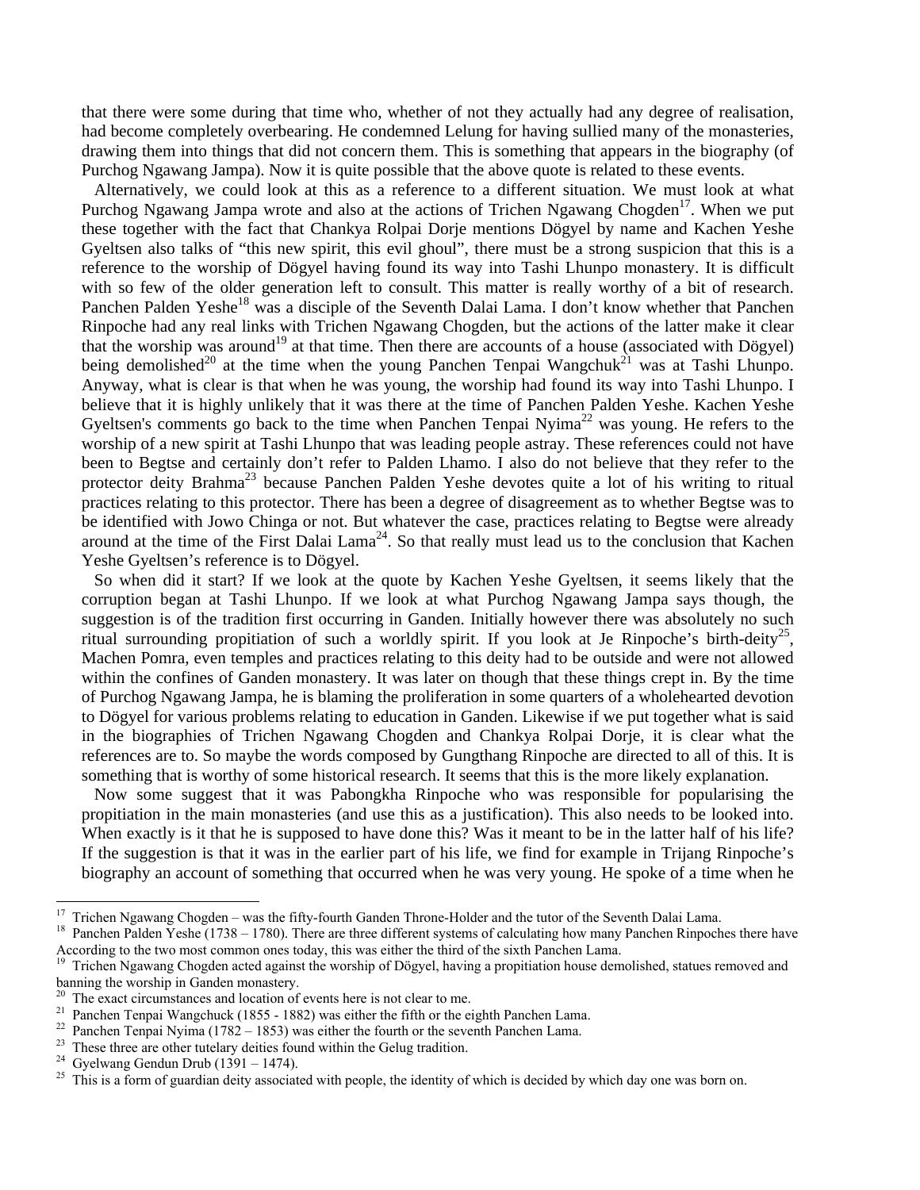that there were some during that time who, whether of not they actually had any degree of realisation, had become completely overbearing. He condemned Lelung for having sullied many of the monasteries, drawing them into things that did not concern them. This is something that appears in the biography (of Purchog Ngawang Jampa). Now it is quite possible that the above quote is related to these events.

Alternatively, we could look at this as a reference to a different situation. We must look at what Purchog Ngawang Jampa wrote and also at the actions of Trichen Ngawang Chogden[17]. When we put these together with the fact that Chankya Rolpai Dorje mentions Dögyel by name and Kachen Yeshe Gyeltsen also talks of "this new spirit, this evil ghoul", there must be a strong suspicion that this is a reference to the worship of Dögyel having found its way into Tashi Lhunpo monastery. It is difficult with so few of the older generation left to consult. This matter is really worthy of a bit of research. Panchen Palden Yeshe[18] was a disciple of the Seventh Dalai Lama. I don't know whether that Panchen Rinpoche had any real links with Trichen Ngawang Chogden, but the actions of the latter make it clear that the worship was around[19] at that time. Then there are accounts of a house (associated with Dögyel) being demolished[20] at the time when the young Panchen Tenpai Wangchuk[21] was at Tashi Lhunpo. Anyway, what is clear is that when he was young, the worship had found its way into Tashi Lhunpo. I believe that it is highly unlikely that it was there at the time of Panchen Palden Yeshe. Kachen Yeshe Gyeltsen's comments go back to the time when Panchen Tenpai Nyima[22] was young. He refers to the worship of a new spirit at Tashi Lhunpo that was leading people astray. These references could not have been to Begtse and certainly don't refer to Palden Lhamo. I also do not believe that they refer to the protector deity Brahma[23] because Panchen Palden Yeshe devotes quite a lot of his writing to ritual practices relating to this protector. There has been a degree of disagreement as to whether Begtse was to be identified with Jowo Chinga or not. But whatever the case, practices relating to Begtse were already around at the time of the First Dalai Lama[24]. So that really must lead us to the conclusion that Kachen Yeshe Gyeltsen's reference is to Dögyel.

So when did it start? If we look at the quote by Kachen Yeshe Gyeltsen, it seems likely that the corruption began at Tashi Lhunpo. If we look at what Purchog Ngawang Jampa says though, the suggestion is of the tradition first occurring in Ganden. Initially however there was absolutely no such ritual surrounding propitiation of such a worldly spirit. If you look at Je Rinpoche's birth-deity[25], Machen Pomra, even temples and practices relating to this deity had to be outside and were not allowed within the confines of Ganden monastery. It was later on though that these things crept in. By the time of Purchog Ngawang Jampa, he is blaming the proliferation in some quarters of a wholehearted devotion to Dögyel for various problems relating to education in Ganden. Likewise if we put together what is said in the biographies of Trichen Ngawang Chogden and Chankya Rolpai Dorje, it is clear what the references are to. So maybe the words composed by Gungthang Rinpoche are directed to all of this. It is something that is worthy of some historical research. It seems that this is the more likely explanation.

Now some suggest that it was Pabongkha Rinpoche who was responsible for popularising the propitiation in the main monasteries (and use this as a justification). This also needs to be looked into. When exactly is it that he is supposed to have done this? Was it meant to be in the latter half of his life? If the suggestion is that it was in the earlier part of his life, we find for example in Trijang Rinpoche's biography an account of something that occurred when he was very young. He spoke of a time when he

---

[17] Trichen Ngawang Chogden – was the fifty-fourth Ganden Throne-Holder and the tutor of the Seventh Dalai Lama.

[18] Panchen Palden Yeshe (1738 – 1780). There are three different systems of calculating how many Panchen Rinpoches there have According to the two most common ones today, this was either the third of the sixth Panchen Lama.

[19] Trichen Ngawang Chogden acted against the worship of Dögyel, having a propitiation house demolished, statues removed and banning the worship in Ganden monastery.

[20] The exact circumstances and location of events here is not clear to me.

[21] Panchen Tenpai Wangchuck (1855 - 1882) was either the fifth or the eighth Panchen Lama.

[22] Panchen Tenpai Nyima (1782 – 1853) was either the fourth or the seventh Panchen Lama.

[23] These three are other tutelary deities found within the Gelug tradition.

[24] Gyelwang Gendun Drub (1391 – 1474).

[25] This is a form of guardian deity associated with people, the identity of which is decided by which day one was born on.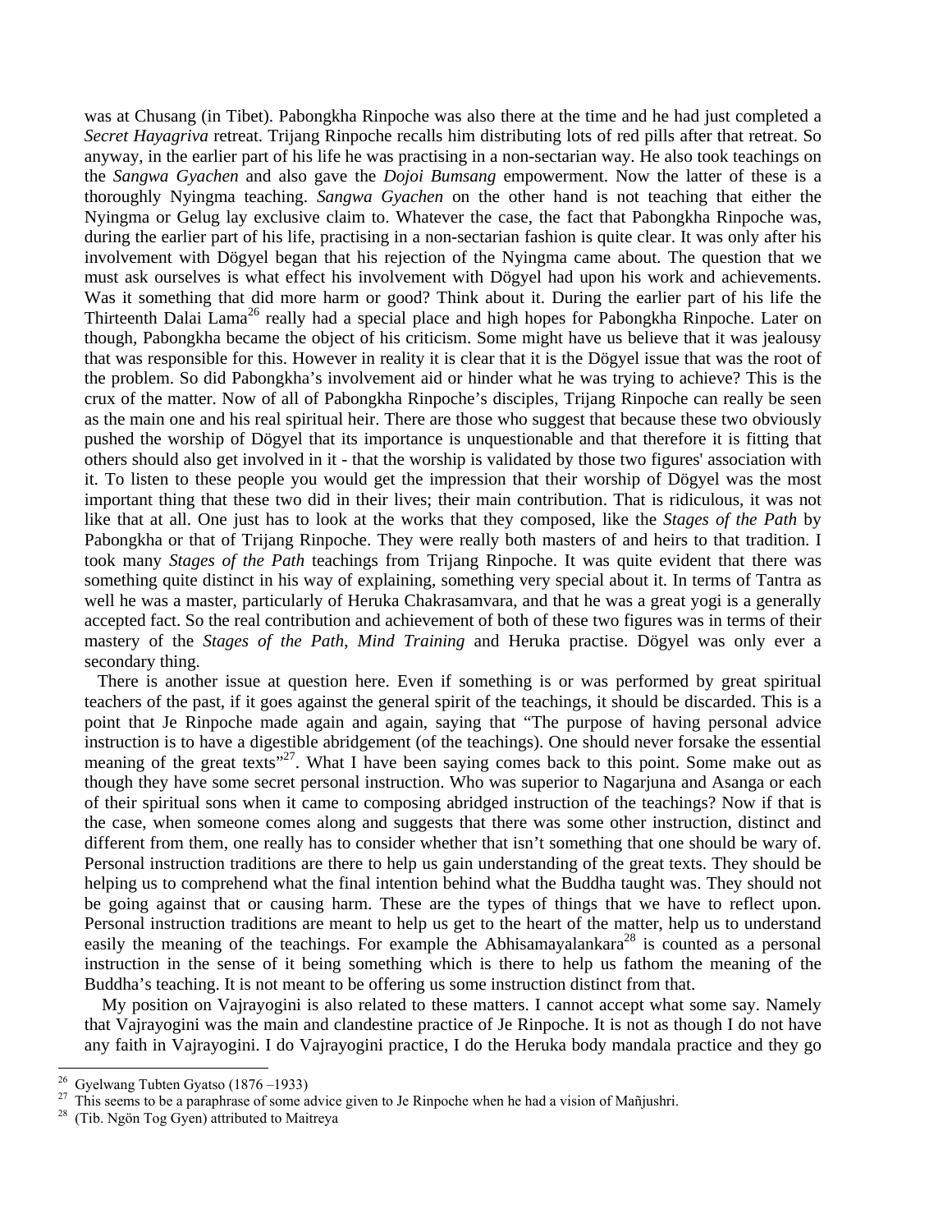was at Chusang (in Tibet). Pabongkha Rinpoche was also there at the time and he had just completed a *Secret Hayagriva* retreat. Trijang Rinpoche recalls him distributing lots of red pills after that retreat. So anyway, in the earlier part of his life he was practising in a non-sectarian way. He also took teachings on the *Sangwa Gyachen* and also gave the *Dojoi Bumsang* empowerment. Now the latter of these is a thoroughly Nyingma teaching. *Sangwa Gyachen* on the other hand is not teaching that either the Nyingma or Gelug lay exclusive claim to. Whatever the case, the fact that Pabongkha Rinpoche was, during the earlier part of his life, practising in a non-sectarian fashion is quite clear. It was only after his involvement with Dögyel began that his rejection of the Nyingma came about. The question that we must ask ourselves is what effect his involvement with Dögyel had upon his work and achievements. Was it something that did more harm or good? Think about it. During the earlier part of his life the Thirteenth Dalai Lama[26] really had a special place and high hopes for Pabongkha Rinpoche. Later on though, Pabongkha became the object of his criticism. Some might have us believe that it was jealousy that was responsible for this. However in reality it is clear that it is the Dögyel issue that was the root of the problem. So did Pabongkha's involvement aid or hinder what he was trying to achieve? This is the crux of the matter. Now of all of Pabongkha Rinpoche's disciples, Trijang Rinpoche can really be seen as the main one and his real spiritual heir. There are those who suggest that because these two obviously pushed the worship of Dögyel that its importance is unquestionable and that therefore it is fitting that others should also get involved in it - that the worship is validated by those two figures' association with it. To listen to these people you would get the impression that their worship of Dögyel was the most important thing that these two did in their lives; their main contribution. That is ridiculous, it was not like that at all. One just has to look at the works that they composed, like the *Stages of the Path* by Pabongkha or that of Trijang Rinpoche. They were really both masters of and heirs to that tradition. I took many *Stages of the Path* teachings from Trijang Rinpoche. It was quite evident that there was something quite distinct in his way of explaining, something very special about it. In terms of Tantra as well he was a master, particularly of Heruka Chakrasamvara, and that he was a great yogi is a generally accepted fact. So the real contribution and achievement of both of these two figures was in terms of their mastery of the *Stages of the Path*, *Mind Training* and Heruka practise. Dögyel was only ever a secondary thing.

There is another issue at question here. Even if something is or was performed by great spiritual teachers of the past, if it goes against the general spirit of the teachings, it should be discarded. This is a point that Je Rinpoche made again and again, saying that "The purpose of having personal advice instruction is to have a digestible abridgement (of the teachings). One should never forsake the essential meaning of the great texts"[27]. What I have been saying comes back to this point. Some make out as though they have some secret personal instruction. Who was superior to Nagarjuna and Asanga or each of their spiritual sons when it came to composing abridged instruction of the teachings? Now if that is the case, when someone comes along and suggests that there was some other instruction, distinct and different from them, one really has to consider whether that isn't something that one should be wary of. Personal instruction traditions are there to help us gain understanding of the great texts. They should be helping us to comprehend what the final intention behind what the Buddha taught was. They should not be going against that or causing harm. These are the types of things that we have to reflect upon. Personal instruction traditions are meant to help us get to the heart of the matter, help us to understand easily the meaning of the teachings. For example the Abhisamayalankara[28] is counted as a personal instruction in the sense of it being something which is there to help us fathom the meaning of the Buddha's teaching. It is not meant to be offering us some instruction distinct from that.

My position on Vajrayogini is also related to these matters. I cannot accept what some say. Namely that Vajrayogini was the main and clandestine practice of Je Rinpoche. It is not as though I do not have any faith in Vajrayogini. I do Vajrayogini practice, I do the Heruka body mandala practice and they go

---

[26] Gyelwang Tubten Gyatso (1876 –1933)

[27] This seems to be a paraphrase of some advice given to Je Rinpoche when he had a vision of Mañjushri.

[28] (Tib. Ngön Tog Gyen) attributed to Maitreya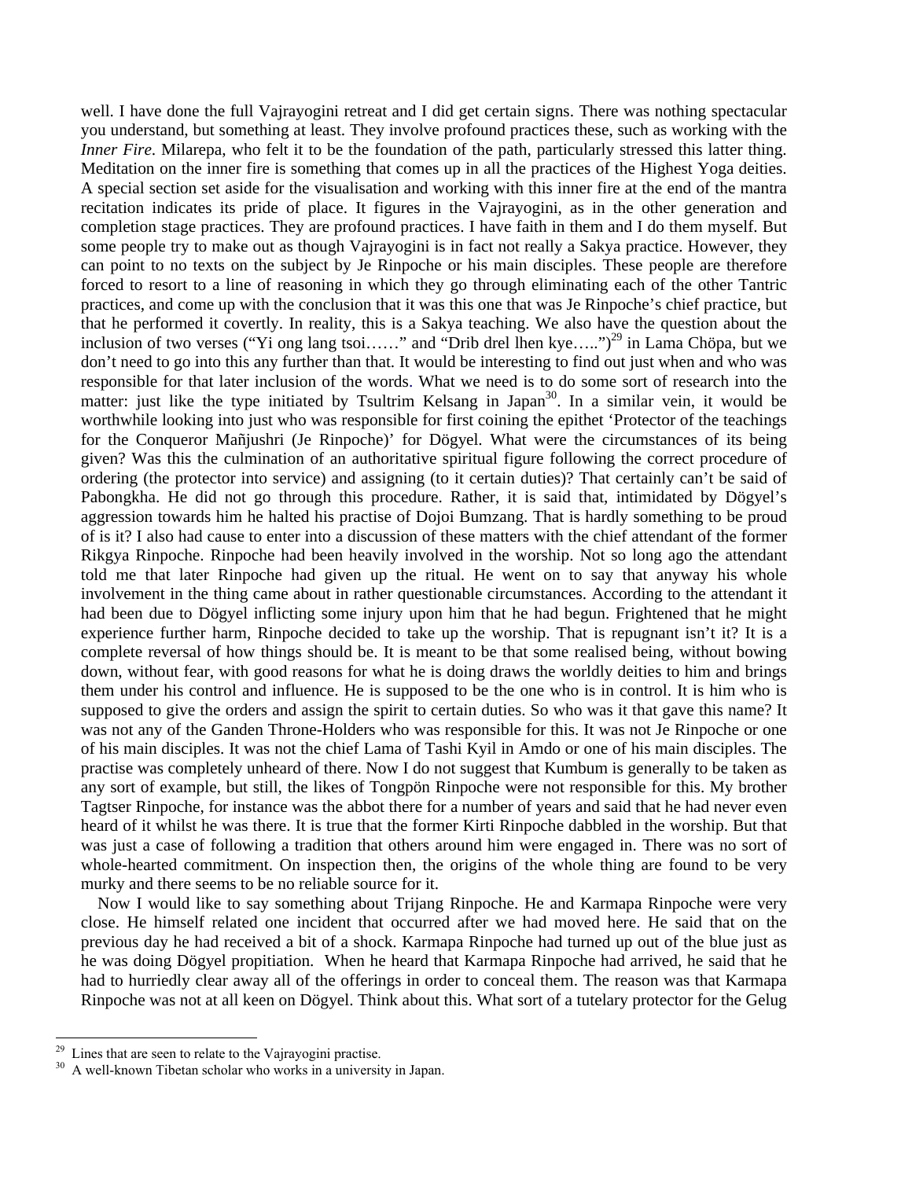well. I have done the full Vajrayogini retreat and I did get certain signs. There was nothing spectacular you understand, but something at least. They involve profound practices these, such as working with the *Inner Fire*. Milarepa, who felt it to be the foundation of the path, particularly stressed this latter thing. Meditation on the inner fire is something that comes up in all the practices of the Highest Yoga deities. A special section set aside for the visualisation and working with this inner fire at the end of the mantra recitation indicates its pride of place. It figures in the Vajrayogini, as in the other generation and completion stage practices. They are profound practices. I have faith in them and I do them myself. But some people try to make out as though Vajrayogini is in fact not really a Sakya practice. However, they can point to no texts on the subject by Je Rinpoche or his main disciples. These people are therefore forced to resort to a line of reasoning in which they go through eliminating each of the other Tantric practices, and come up with the conclusion that it was this one that was Je Rinpoche's chief practice, but that he performed it covertly. In reality, this is a Sakya teaching. We also have the question about the inclusion of two verses ("Yi ong lang tsoi……" and "Drib drel lhen kye…..")[29] in Lama Chöpa, but we don't need to go into this any further than that. It would be interesting to find out just when and who was responsible for that later inclusion of the words. What we need is to do some sort of research into the matter: just like the type initiated by Tsultrim Kelsang in Japan[30]. In a similar vein, it would be worthwhile looking into just who was responsible for first coining the epithet 'Protector of the teachings for the Conqueror Mañjushri (Je Rinpoche)' for Dögyel. What were the circumstances of its being given? Was this the culmination of an authoritative spiritual figure following the correct procedure of ordering (the protector into service) and assigning (to it certain duties)? That certainly can't be said of Pabongkha. He did not go through this procedure. Rather, it is said that, intimidated by Dögyel's aggression towards him he halted his practise of Dojoi Bumzang. That is hardly something to be proud of is it? I also had cause to enter into a discussion of these matters with the chief attendant of the former Rikgya Rinpoche. Rinpoche had been heavily involved in the worship. Not so long ago the attendant told me that later Rinpoche had given up the ritual. He went on to say that anyway his whole involvement in the thing came about in rather questionable circumstances. According to the attendant it had been due to Dögyel inflicting some injury upon him that he had begun. Frightened that he might experience further harm, Rinpoche decided to take up the worship. That is repugnant isn't it? It is a complete reversal of how things should be. It is meant to be that some realised being, without bowing down, without fear, with good reasons for what he is doing draws the worldly deities to him and brings them under his control and influence. He is supposed to be the one who is in control. It is him who is supposed to give the orders and assign the spirit to certain duties. So who was it that gave this name? It was not any of the Ganden Throne-Holders who was responsible for this. It was not Je Rinpoche or one of his main disciples. It was not the chief Lama of Tashi Kyil in Amdo or one of his main disciples. The practise was completely unheard of there. Now I do not suggest that Kumbum is generally to be taken as any sort of example, but still, the likes of Tongpön Rinpoche were not responsible for this. My brother Tagtser Rinpoche, for instance was the abbot there for a number of years and said that he had never even heard of it whilst he was there. It is true that the former Kirti Rinpoche dabbled in the worship. But that was just a case of following a tradition that others around him were engaged in. There was no sort of whole-hearted commitment. On inspection then, the origins of the whole thing are found to be very murky and there seems to be no reliable source for it.

Now I would like to say something about Trijang Rinpoche. He and Karmapa Rinpoche were very close. He himself related one incident that occurred after we had moved here. He said that on the previous day he had received a bit of a shock. Karmapa Rinpoche had turned up out of the blue just as he was doing Dögyel propitiation. When he heard that Karmapa Rinpoche had arrived, he said that he had to hurriedly clear away all of the offerings in order to conceal them. The reason was that Karmapa Rinpoche was not at all keen on Dögyel. Think about this. What sort of a tutelary protector for the Gelug

---

[29] Lines that are seen to relate to the Vajrayogini practise.

[30] A well-known Tibetan scholar who works in a university in Japan.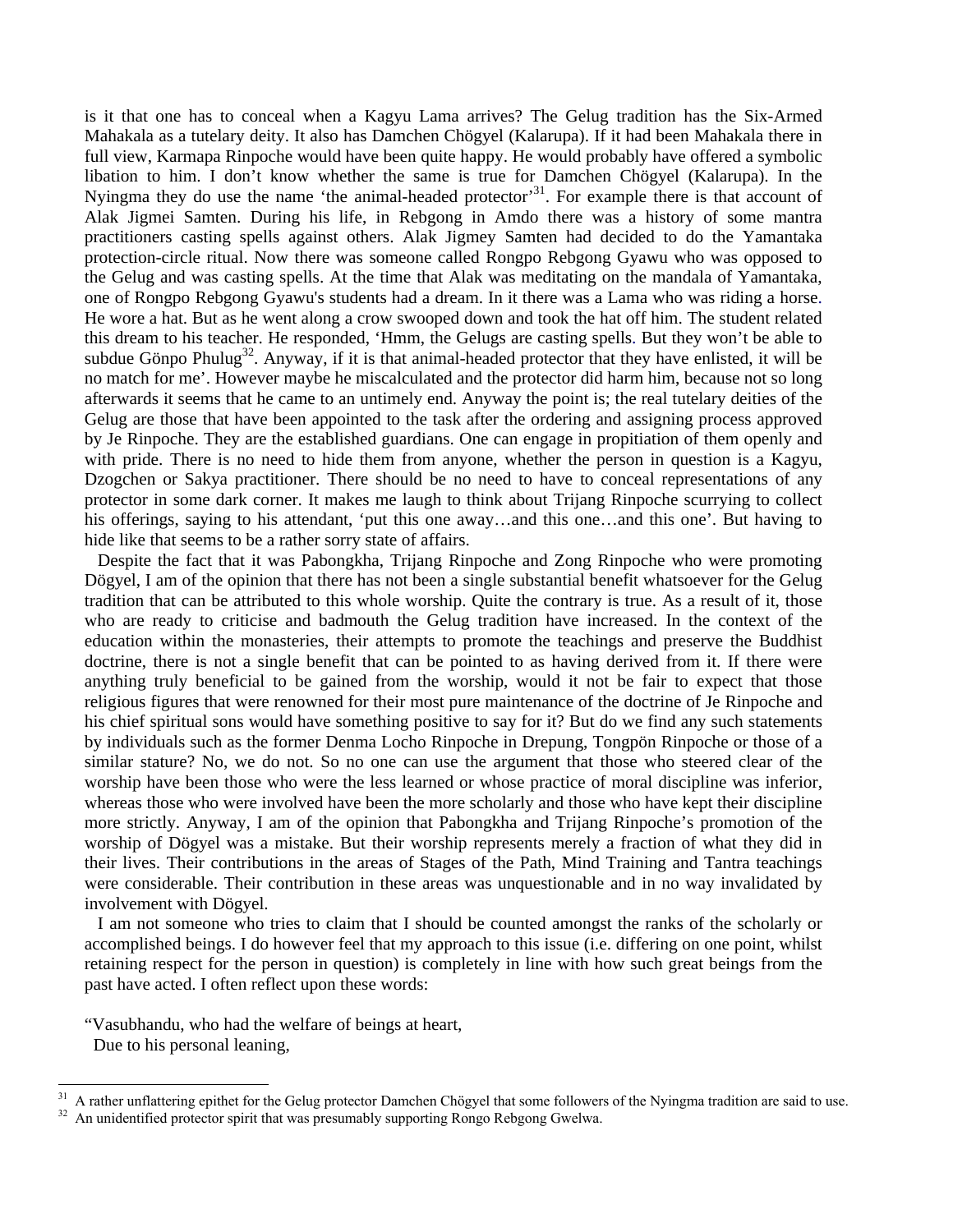is it that one has to conceal when a Kagyu Lama arrives? The Gelug tradition has the Six-Armed Mahakala as a tutelary deity. It also has Damchen Chögyel (Kalarupa). If it had been Mahakala there in full view, Karmapa Rinpoche would have been quite happy. He would probably have offered a symbolic libation to him. I don't know whether the same is true for Damchen Chögyel (Kalarupa). In the Nyingma they do use the name 'the animal-headed protector'[31]. For example there is that account of Alak Jigmei Samten. During his life, in Rebgong in Amdo there was a history of some mantra practitioners casting spells against others. Alak Jigmey Samten had decided to do the Yamantaka protection-circle ritual. Now there was someone called Rongpo Rebgong Gyawu who was opposed to the Gelug and was casting spells. At the time that Alak was meditating on the mandala of Yamantaka, one of Rongpo Rebgong Gyawu's students had a dream. In it there was a Lama who was riding a horse. He wore a hat. But as he went along a crow swooped down and took the hat off him. The student related this dream to his teacher. He responded, 'Hmm, the Gelugs are casting spells. But they won't be able to subdue Gönpo Phulug[32]. Anyway, if it is that animal-headed protector that they have enlisted, it will be no match for me'. However maybe he miscalculated and the protector did harm him, because not so long afterwards it seems that he came to an untimely end. Anyway the point is; the real tutelary deities of the Gelug are those that have been appointed to the task after the ordering and assigning process approved by Je Rinpoche. They are the established guardians. One can engage in propitiation of them openly and with pride. There is no need to hide them from anyone, whether the person in question is a Kagyu, Dzogchen or Sakya practitioner. There should be no need to have to conceal representations of any protector in some dark corner. It makes me laugh to think about Trijang Rinpoche scurrying to collect his offerings, saying to his attendant, 'put this one away…and this one…and this one'. But having to hide like that seems to be a rather sorry state of affairs.

Despite the fact that it was Pabongkha, Trijang Rinpoche and Zong Rinpoche who were promoting Dögyel, I am of the opinion that there has not been a single substantial benefit whatsoever for the Gelug tradition that can be attributed to this whole worship. Quite the contrary is true. As a result of it, those who are ready to criticise and badmouth the Gelug tradition have increased. In the context of the education within the monasteries, their attempts to promote the teachings and preserve the Buddhist doctrine, there is not a single benefit that can be pointed to as having derived from it. If there were anything truly beneficial to be gained from the worship, would it not be fair to expect that those religious figures that were renowned for their most pure maintenance of the doctrine of Je Rinpoche and his chief spiritual sons would have something positive to say for it? But do we find any such statements by individuals such as the former Denma Locho Rinpoche in Drepung, Tongpön Rinpoche or those of a similar stature? No, we do not. So no one can use the argument that those who steered clear of the worship have been those who were the less learned or whose practice of moral discipline was inferior, whereas those who were involved have been the more scholarly and those who have kept their discipline more strictly. Anyway, I am of the opinion that Pabongkha and Trijang Rinpoche's promotion of the worship of Dögyel was a mistake. But their worship represents merely a fraction of what they did in their lives. Their contributions in the areas of Stages of the Path, Mind Training and Tantra teachings were considerable. Their contribution in these areas was unquestionable and in no way invalidated by involvement with Dögyel.

I am not someone who tries to claim that I should be counted amongst the ranks of the scholarly or accomplished beings. I do however feel that my approach to this issue (i.e. differing on one point, whilst retaining respect for the person in question) is completely in line with how such great beings from the past have acted. I often reflect upon these words:

"Vasubhandu, who had the welfare of beings at heart,
Due to his personal leaning,

---

[31] A rather unflattering epithet for the Gelug protector Damchen Chögyel that some followers of the Nyingma tradition are said to use.

[32] An unidentified protector spirit that was presumably supporting Rongo Rebgong Gwelwa.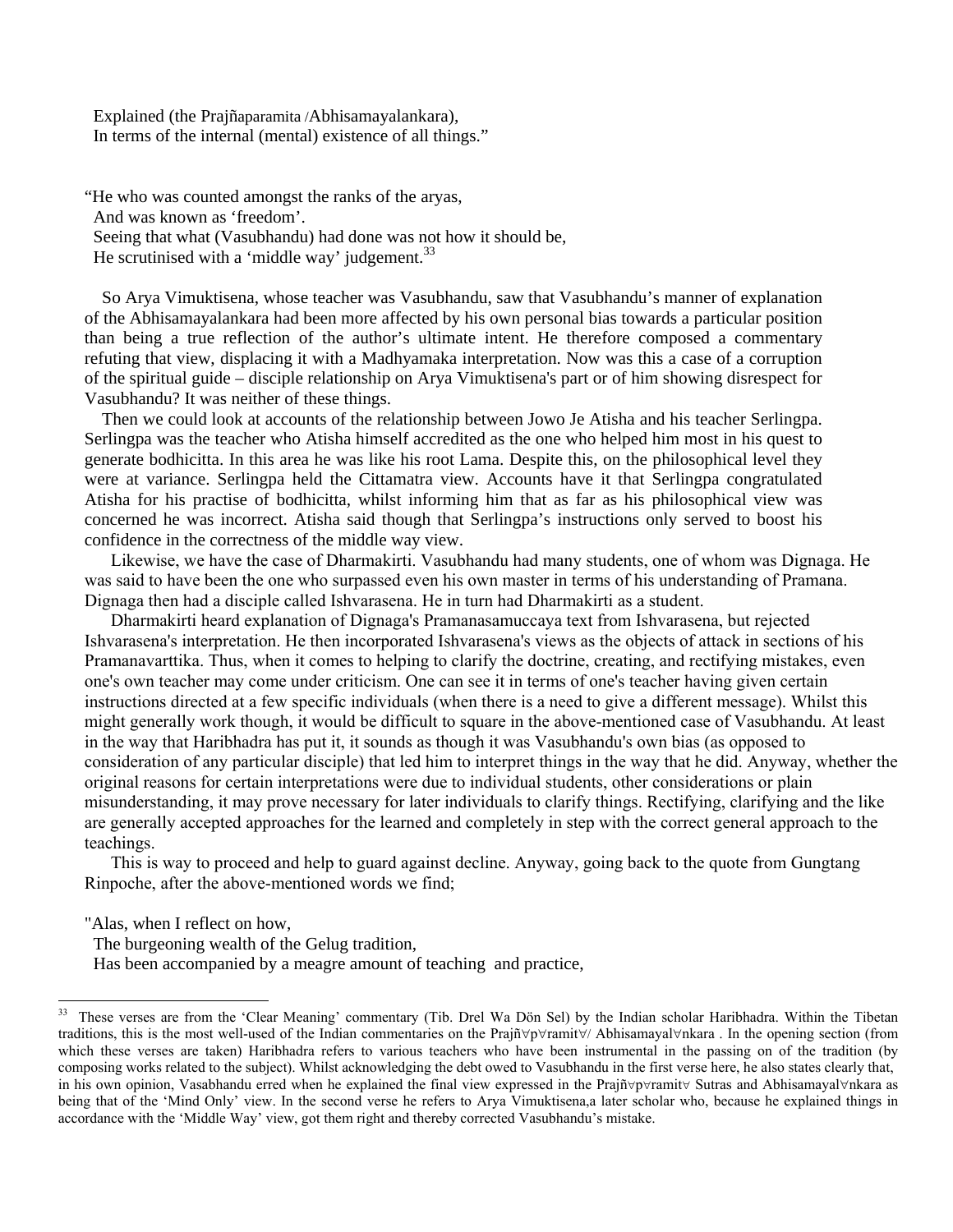Explained (the Prajñaparamita /Abhisamayalankara),
In terms of the internal (mental) existence of all things."

"He who was counted amongst the ranks of the aryas,
And was known as 'freedom'.
Seeing that what (Vasubhandu) had done was not how it should be,
He scrutinised with a 'middle way' judgement.[33]

So Arya Vimuktisena, whose teacher was Vasubhandu, saw that Vasubhandu's manner of explanation of the Abhisamayalankara had been more affected by his own personal bias towards a particular position than being a true reflection of the author's ultimate intent. He therefore composed a commentary refuting that view, displacing it with a Madhyamaka interpretation. Now was this a case of a corruption of the spiritual guide – disciple relationship on Arya Vimuktisena's part or of him showing disrespect for Vasubhandu? It was neither of these things.

Then we could look at accounts of the relationship between Jowo Je Atisha and his teacher Serlingpa. Serlingpa was the teacher who Atisha himself accredited as the one who helped him most in his quest to generate bodhicitta. In this area he was like his root Lama. Despite this, on the philosophical level they were at variance. Serlingpa held the Cittamatra view. Accounts have it that Serlingpa congratulated Atisha for his practise of bodhicitta, whilst informing him that as far as his philosophical view was concerned he was incorrect. Atisha said though that Serlingpa's instructions only served to boost his confidence in the correctness of the middle way view.

Likewise, we have the case of Dharmakirti. Vasubhandu had many students, one of whom was Dignaga. He was said to have been the one who surpassed even his own master in terms of his understanding of Pramana. Dignaga then had a disciple called Ishvarasena. He in turn had Dharmakirti as a student.

Dharmakirti heard explanation of Dignaga's Pramanasamuccaya text from Ishvarasena, but rejected Ishvarasena's interpretation. He then incorporated Ishvarasena's views as the objects of attack in sections of his Pramanavarttika. Thus, when it comes to helping to clarify the doctrine, creating, and rectifying mistakes, even one's own teacher may come under criticism. One can see it in terms of one's teacher having given certain instructions directed at a few specific individuals (when there is a need to give a different message). Whilst this might generally work though, it would be difficult to square in the above-mentioned case of Vasubhandu. At least in the way that Haribhadra has put it, it sounds as though it was Vasubhandu's own bias (as opposed to consideration of any particular disciple) that led him to interpret things in the way that he did. Anyway, whether the original reasons for certain interpretations were due to individual students, other considerations or plain misunderstanding, it may prove necessary for later individuals to clarify things. Rectifying, clarifying and the like are generally accepted approaches for the learned and completely in step with the correct general approach to the teachings.

This is way to proceed and help to guard against decline. Anyway, going back to the quote from Gungtang Rinpoche, after the above-mentioned words we find;

"Alas, when I reflect on how,
The burgeoning wealth of the Gelug tradition,
Has been accompanied by a meagre amount of teaching and practice,

---

[33] These verses are from the 'Clear Meaning' commentary (Tib. Drel Wa Dön Sel) by the Indian scholar Haribhadra. Within the Tibetan traditions, this is the most well-used of the Indian commentaries on the Prajñāpāramitā/ Abhisamayalānkara . In the opening section (from which these verses are taken) Haribhadra refers to various teachers who have been instrumental in the passing on of the tradition (by composing works related to the subject). Whilst acknowledging the debt owed to Vasubhandu in the first verse here, he also states clearly that, in his own opinion, Vasabhandu erred when he explained the final view expressed in the Prajñāpāramitā Sutras and Abhisamayalānkara as being that of the 'Mind Only' view. In the second verse he refers to Arya Vimuktisena,a later scholar who, because he explained things in accordance with the 'Middle Way' view, got them right and thereby corrected Vasubhandu's mistake.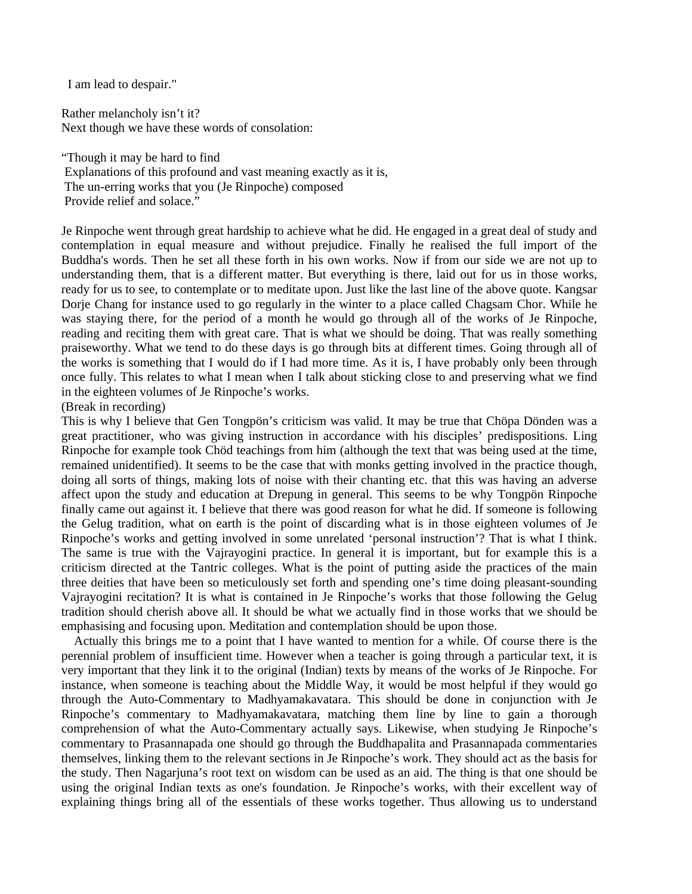I am lead to despair."

Rather melancholy isn’t it?
Next though we have these words of consolation:

“Though it may be hard to find
Explanations of this profound and vast meaning exactly as it is,
The un-erring works that you (Je Rinpoche) composed
Provide relief and solace.”

Je Rinpoche went through great hardship to achieve what he did. He engaged in a great deal of study and contemplation in equal measure and without prejudice. Finally he realised the full import of the Buddha's words. Then he set all these forth in his own works. Now if from our side we are not up to understanding them, that is a different matter. But everything is there, laid out for us in those works, ready for us to see, to contemplate or to meditate upon. Just like the last line of the above quote. Kangsar Dorje Chang for instance used to go regularly in the winter to a place called Chagsam Chor. While he was staying there, for the period of a month he would go through all of the works of Je Rinpoche, reading and reciting them with great care. That is what we should be doing. That was really something praiseworthy. What we tend to do these days is go through bits at different times. Going through all of the works is something that I would do if I had more time. As it is, I have probably only been through once fully. This relates to what I mean when I talk about sticking close to and preserving what we find in the eighteen volumes of Je Rinpoche’s works.

(Break in recording)

This is why I believe that Gen Tongpön’s criticism was valid. It may be true that Chöpa Dönden was a great practitioner, who was giving instruction in accordance with his disciples’ predispositions. Ling Rinpoche for example took Chöd teachings from him (although the text that was being used at the time, remained unidentified). It seems to be the case that with monks getting involved in the practice though, doing all sorts of things, making lots of noise with their chanting etc. that this was having an adverse affect upon the study and education at Drepung in general. This seems to be why Tongpön Rinpoche finally came out against it. I believe that there was good reason for what he did. If someone is following the Gelug tradition, what on earth is the point of discarding what is in those eighteen volumes of Je Rinpoche’s works and getting involved in some unrelated ‘personal instruction’? That is what I think. The same is true with the Vajrayogini practice. In general it is important, but for example this is a criticism directed at the Tantric colleges. What is the point of putting aside the practices of the main three deities that have been so meticulously set forth and spending one’s time doing pleasant-sounding Vajrayogini recitation? It is what is contained in Je Rinpoche’s works that those following the Gelug tradition should cherish above all. It should be what we actually find in those works that we should be emphasising and focusing upon. Meditation and contemplation should be upon those.

Actually this brings me to a point that I have wanted to mention for a while. Of course there is the perennial problem of insufficient time. However when a teacher is going through a particular text, it is very important that they link it to the original (Indian) texts by means of the works of Je Rinpoche. For instance, when someone is teaching about the Middle Way, it would be most helpful if they would go through the Auto-Commentary to Madhyamakavatara. This should be done in conjunction with Je Rinpoche’s commentary to Madhyamakavatara, matching them line by line to gain a thorough comprehension of what the Auto-Commentary actually says. Likewise, when studying Je Rinpoche’s commentary to Prasannapada one should go through the Buddhapalita and Prasannapada commentaries themselves, linking them to the relevant sections in Je Rinpoche’s work. They should act as the basis for the study. Then Nagarjuna’s root text on wisdom can be used as an aid. The thing is that one should be using the original Indian texts as one's foundation. Je Rinpoche’s works, with their excellent way of explaining things bring all of the essentials of these works together. Thus allowing us to understand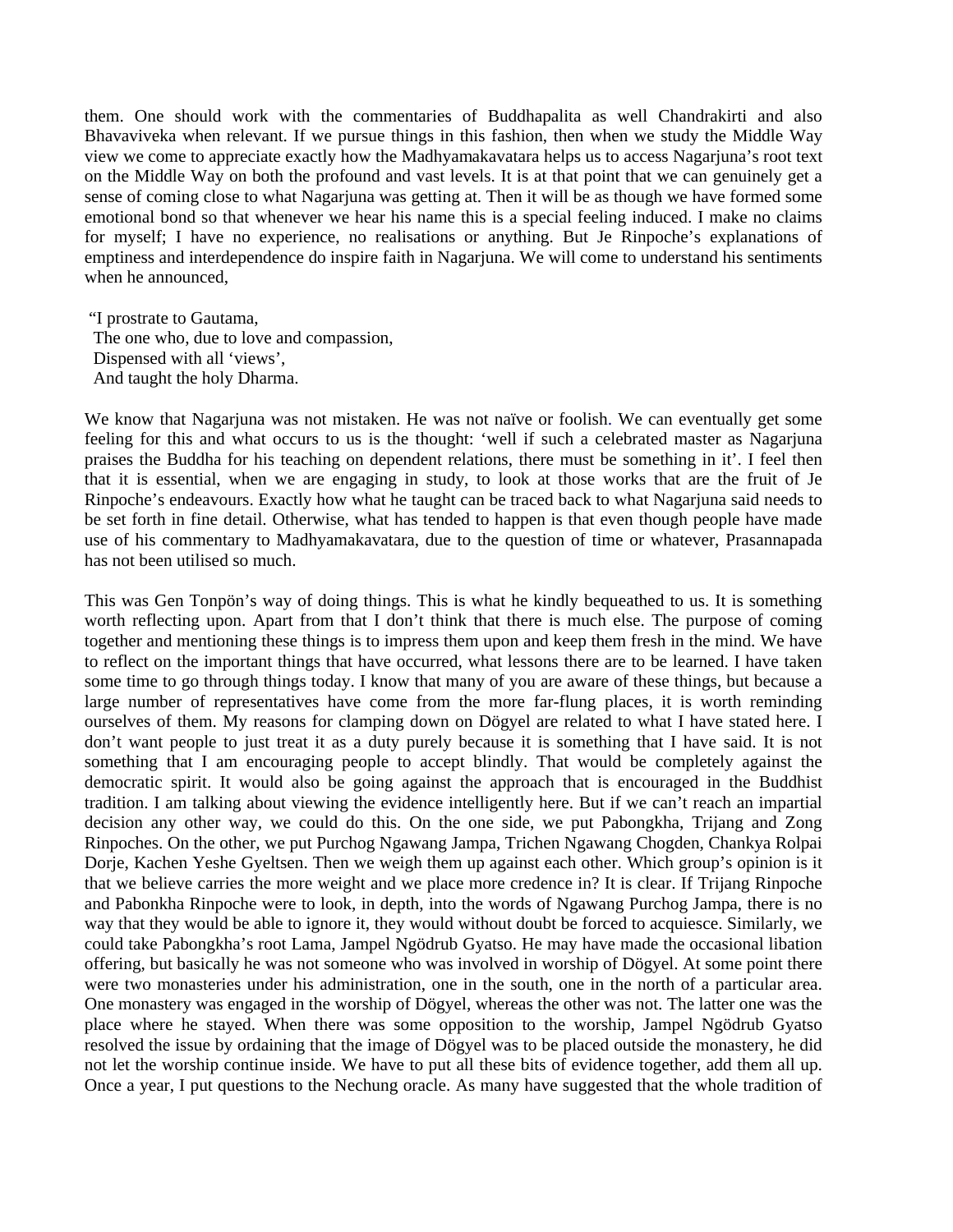them. One should work with the commentaries of Buddhapalita as well Chandrakirti and also Bhavaviveka when relevant. If we pursue things in this fashion, then when we study the Middle Way view we come to appreciate exactly how the Madhyamakavatara helps us to access Nagarjuna's root text on the Middle Way on both the profound and vast levels. It is at that point that we can genuinely get a sense of coming close to what Nagarjuna was getting at. Then it will be as though we have formed some emotional bond so that whenever we hear his name this is a special feeling induced. I make no claims for myself; I have no experience, no realisations or anything. But Je Rinpoche's explanations of emptiness and interdependence do inspire faith in Nagarjuna. We will come to understand his sentiments when he announced,

"I prostrate to Gautama,  
The one who, due to love and compassion,  
Dispensed with all 'views',  
And taught the holy Dharma.

We know that Nagarjuna was not mistaken. He was not naïve or foolish. We can eventually get some feeling for this and what occurs to us is the thought: 'well if such a celebrated master as Nagarjuna praises the Buddha for his teaching on dependent relations, there must be something in it'. I feel then that it is essential, when we are engaging in study, to look at those works that are the fruit of Je Rinpoche's endeavours. Exactly how what he taught can be traced back to what Nagarjuna said needs to be set forth in fine detail. Otherwise, what has tended to happen is that even though people have made use of his commentary to Madhyamakavatara, due to the question of time or whatever, Prasannapada has not been utilised so much.

This was Gen Tonpön's way of doing things. This is what he kindly bequeathed to us. It is something worth reflecting upon. Apart from that I don't think that there is much else. The purpose of coming together and mentioning these things is to impress them upon and keep them fresh in the mind. We have to reflect on the important things that have occurred, what lessons there are to be learned. I have taken some time to go through things today. I know that many of you are aware of these things, but because a large number of representatives have come from the more far-flung places, it is worth reminding ourselves of them. My reasons for clamping down on Dögyel are related to what I have stated here. I don't want people to just treat it as a duty purely because it is something that I have said. It is not something that I am encouraging people to accept blindly. That would be completely against the democratic spirit. It would also be going against the approach that is encouraged in the Buddhist tradition. I am talking about viewing the evidence intelligently here. But if we can't reach an impartial decision any other way, we could do this. On the one side, we put Pabongkha, Trijang and Zong Rinpoches. On the other, we put Purchog Ngawang Jampa, Trichen Ngawang Chogden, Chankya Rolpai Dorje, Kachen Yeshe Gyeltsen. Then we weigh them up against each other. Which group's opinion is it that we believe carries the more weight and we place more credence in? It is clear. If Trijang Rinpoche and Pabonkha Rinpoche were to look, in depth, into the words of Ngawang Purchog Jampa, there is no way that they would be able to ignore it, they would without doubt be forced to acquiesce. Similarly, we could take Pabongkha's root Lama, Jampel Ngödrub Gyatso. He may have made the occasional libation offering, but basically he was not someone who was involved in worship of Dögyel. At some point there were two monasteries under his administration, one in the south, one in the north of a particular area. One monastery was engaged in the worship of Dögyel, whereas the other was not. The latter one was the place where he stayed. When there was some opposition to the worship, Jampel Ngödrub Gyatso resolved the issue by ordaining that the image of Dögyel was to be placed outside the monastery, he did not let the worship continue inside. We have to put all these bits of evidence together, add them all up. Once a year, I put questions to the Nechung oracle. As many have suggested that the whole tradition of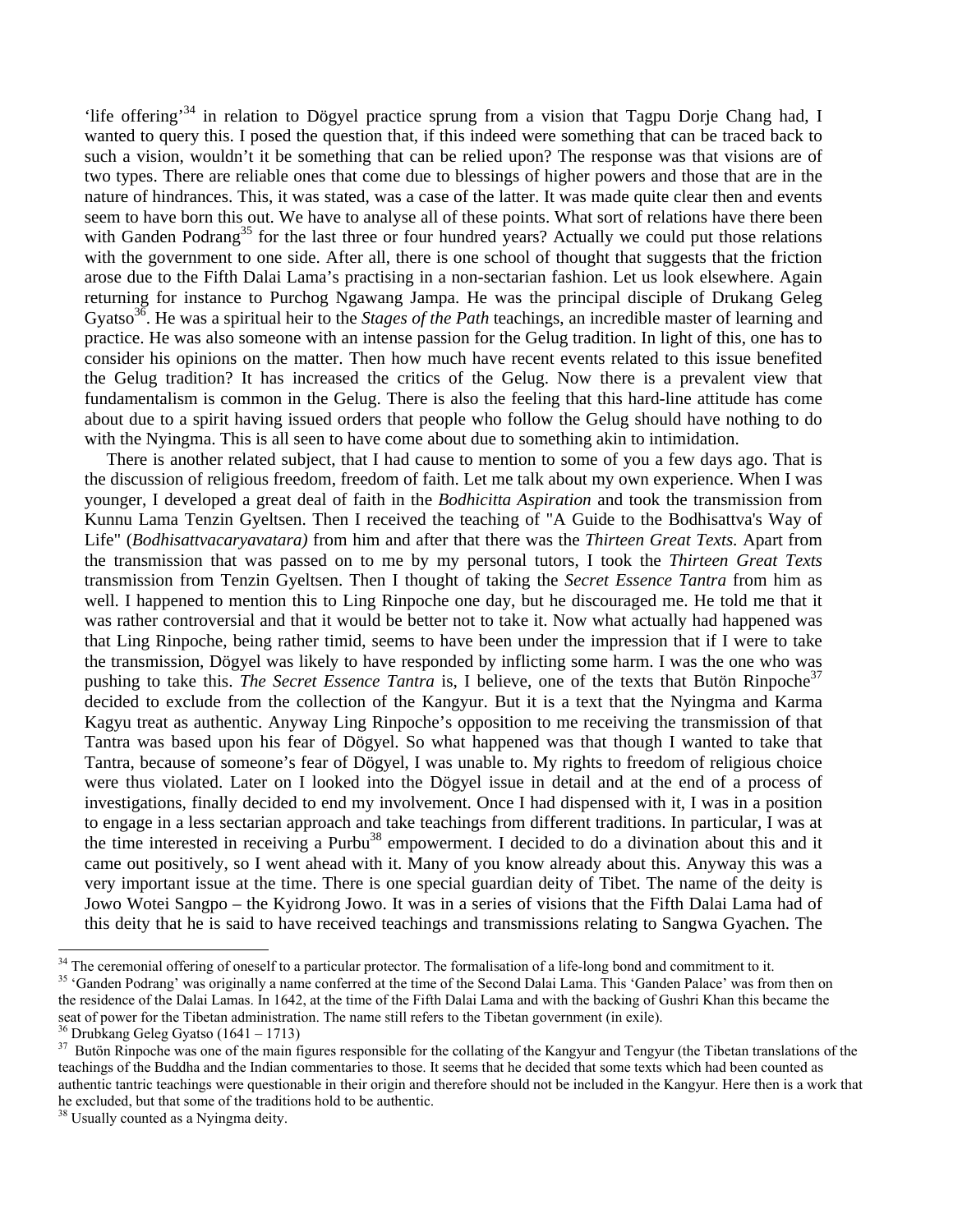'life offering'[34] in relation to Dögyel practice sprung from a vision that Tagpu Dorje Chang had, I wanted to query this. I posed the question that, if this indeed were something that can be traced back to such a vision, wouldn't it be something that can be relied upon? The response was that visions are of two types. There are reliable ones that come due to blessings of higher powers and those that are in the nature of hindrances. This, it was stated, was a case of the latter. It was made quite clear then and events seem to have born this out. We have to analyse all of these points. What sort of relations have there been with Ganden Podrang[35] for the last three or four hundred years? Actually we could put those relations with the government to one side. After all, there is one school of thought that suggests that the friction arose due to the Fifth Dalai Lama's practising in a non-sectarian fashion. Let us look elsewhere. Again returning for instance to Purchog Ngawang Jampa. He was the principal disciple of Drukang Geleg Gyatso[36]. He was a spiritual heir to the *Stages of the Path* teachings, an incredible master of learning and practice. He was also someone with an intense passion for the Gelug tradition. In light of this, one has to consider his opinions on the matter. Then how much have recent events related to this issue benefited the Gelug tradition? It has increased the critics of the Gelug. Now there is a prevalent view that fundamentalism is common in the Gelug. There is also the feeling that this hard-line attitude has come about due to a spirit having issued orders that people who follow the Gelug should have nothing to do with the Nyingma. This is all seen to have come about due to something akin to intimidation.

There is another related subject, that I had cause to mention to some of you a few days ago. That is the discussion of religious freedom, freedom of faith. Let me talk about my own experience. When I was younger, I developed a great deal of faith in the *Bodhicitta Aspiration* and took the transmission from Kunnu Lama Tenzin Gyeltsen. Then I received the teaching of "A Guide to the Bodhisattva's Way of Life" (*Bodhisattvacaryavatara)* from him and after that there was the *Thirteen Great Texts*. Apart from the transmission that was passed on to me by my personal tutors, I took the *Thirteen Great Texts* transmission from Tenzin Gyeltsen. Then I thought of taking the *Secret Essence Tantra* from him as well. I happened to mention this to Ling Rinpoche one day, but he discouraged me. He told me that it was rather controversial and that it would be better not to take it. Now what actually had happened was that Ling Rinpoche, being rather timid, seems to have been under the impression that if I were to take the transmission, Dögyel was likely to have responded by inflicting some harm. I was the one who was pushing to take this. *The Secret Essence Tantra* is, I believe, one of the texts that Butön Rinpoche[37] decided to exclude from the collection of the Kangyur. But it is a text that the Nyingma and Karma Kagyu treat as authentic. Anyway Ling Rinpoche's opposition to me receiving the transmission of that Tantra was based upon his fear of Dögyel. So what happened was that though I wanted to take that Tantra, because of someone's fear of Dögyel, I was unable to. My rights to freedom of religious choice were thus violated. Later on I looked into the Dögyel issue in detail and at the end of a process of investigations, finally decided to end my involvement. Once I had dispensed with it, I was in a position to engage in a less sectarian approach and take teachings from different traditions. In particular, I was at the time interested in receiving a Purbu[38] empowerment. I decided to do a divination about this and it came out positively, so I went ahead with it. Many of you know already about this. Anyway this was a very important issue at the time. There is one special guardian deity of Tibet. The name of the deity is Jowo Wotei Sangpo – the Kyidrong Jowo. It was in a series of visions that the Fifth Dalai Lama had of this deity that he is said to have received teachings and transmissions relating to Sangwa Gyachen. The

---

[34] The ceremonial offering of oneself to a particular protector. The formalisation of a life-long bond and commitment to it.

[35] 'Ganden Podrang' was originally a name conferred at the time of the Second Dalai Lama. This 'Ganden Palace' was from then on the residence of the Dalai Lamas. In 1642, at the time of the Fifth Dalai Lama and with the backing of Gushri Khan this became the seat of power for the Tibetan administration. The name still refers to the Tibetan government (in exile).

[36] Drubkang Geleg Gyatso (1641 – 1713)

[37] Butön Rinpoche was one of the main figures responsible for the collating of the Kangyur and Tengyur (the Tibetan translations of the teachings of the Buddha and the Indian commentaries to those. It seems that he decided that some texts which had been counted as authentic tantric teachings were questionable in their origin and therefore should not be included in the Kangyur. Here then is a work that he excluded, but that some of the traditions hold to be authentic.

[38] Usually counted as a Nyingma deity.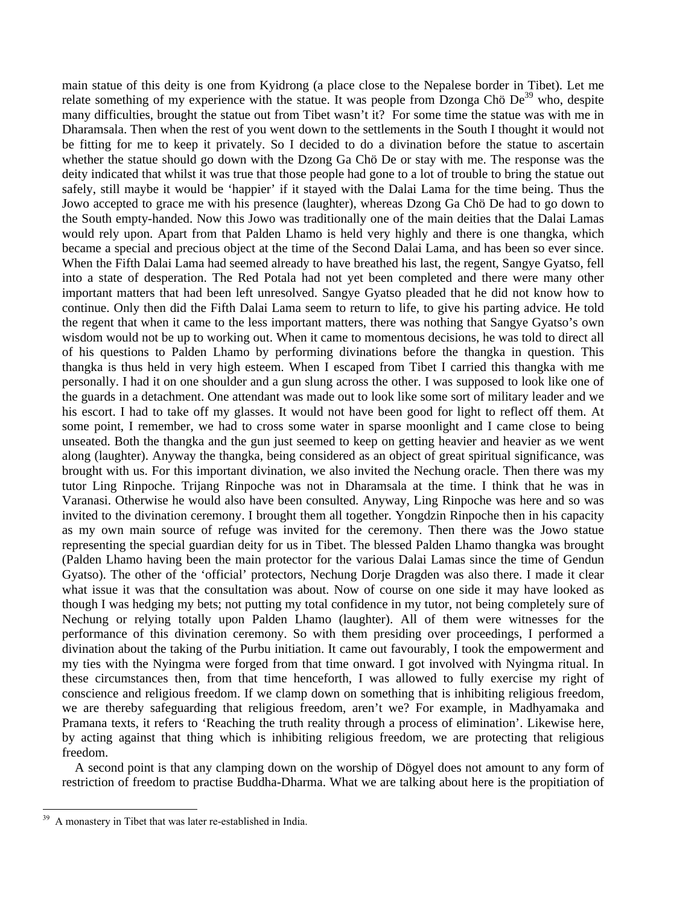main statue of this deity is one from Kyidrong (a place close to the Nepalese border in Tibet). Let me relate something of my experience with the statue. It was people from Dzonga Chö De[39] who, despite many difficulties, brought the statue out from Tibet wasn't it? For some time the statue was with me in Dharamsala. Then when the rest of you went down to the settlements in the South I thought it would not be fitting for me to keep it privately. So I decided to do a divination before the statue to ascertain whether the statue should go down with the Dzong Ga Chö De or stay with me. The response was the deity indicated that whilst it was true that those people had gone to a lot of trouble to bring the statue out safely, still maybe it would be 'happier' if it stayed with the Dalai Lama for the time being. Thus the Jowo accepted to grace me with his presence (laughter), whereas Dzong Ga Chö De had to go down to the South empty-handed. Now this Jowo was traditionally one of the main deities that the Dalai Lamas would rely upon. Apart from that Palden Lhamo is held very highly and there is one thangka, which became a special and precious object at the time of the Second Dalai Lama, and has been so ever since. When the Fifth Dalai Lama had seemed already to have breathed his last, the regent, Sangye Gyatso, fell into a state of desperation. The Red Potala had not yet been completed and there were many other important matters that had been left unresolved. Sangye Gyatso pleaded that he did not know how to continue. Only then did the Fifth Dalai Lama seem to return to life, to give his parting advice. He told the regent that when it came to the less important matters, there was nothing that Sangye Gyatso's own wisdom would not be up to working out. When it came to momentous decisions, he was told to direct all of his questions to Palden Lhamo by performing divinations before the thangka in question. This thangka is thus held in very high esteem. When I escaped from Tibet I carried this thangka with me personally. I had it on one shoulder and a gun slung across the other. I was supposed to look like one of the guards in a detachment. One attendant was made out to look like some sort of military leader and we his escort. I had to take off my glasses. It would not have been good for light to reflect off them. At some point, I remember, we had to cross some water in sparse moonlight and I came close to being unseated. Both the thangka and the gun just seemed to keep on getting heavier and heavier as we went along (laughter). Anyway the thangka, being considered as an object of great spiritual significance, was brought with us. For this important divination, we also invited the Nechung oracle. Then there was my tutor Ling Rinpoche. Trijang Rinpoche was not in Dharamsala at the time. I think that he was in Varanasi. Otherwise he would also have been consulted. Anyway, Ling Rinpoche was here and so was invited to the divination ceremony. I brought them all together. Yongdzin Rinpoche then in his capacity as my own main source of refuge was invited for the ceremony. Then there was the Jowo statue representing the special guardian deity for us in Tibet. The blessed Palden Lhamo thangka was brought (Palden Lhamo having been the main protector for the various Dalai Lamas since the time of Gendun Gyatso). The other of the 'official' protectors, Nechung Dorje Dragden was also there. I made it clear what issue it was that the consultation was about. Now of course on one side it may have looked as though I was hedging my bets; not putting my total confidence in my tutor, not being completely sure of Nechung or relying totally upon Palden Lhamo (laughter). All of them were witnesses for the performance of this divination ceremony. So with them presiding over proceedings, I performed a divination about the taking of the Purbu initiation. It came out favourably, I took the empowerment and my ties with the Nyingma were forged from that time onward. I got involved with Nyingma ritual. In these circumstances then, from that time henceforth, I was allowed to fully exercise my right of conscience and religious freedom. If we clamp down on something that is inhibiting religious freedom, we are thereby safeguarding that religious freedom, aren't we? For example, in Madhyamaka and Pramana texts, it refers to 'Reaching the truth reality through a process of elimination'. Likewise here, by acting against that thing which is inhibiting religious freedom, we are protecting that religious freedom.

A second point is that any clamping down on the worship of Dögyel does not amount to any form of restriction of freedom to practise Buddha-Dharma. What we are talking about here is the propitiation of

[39] A monastery in Tibet that was later re-established in India.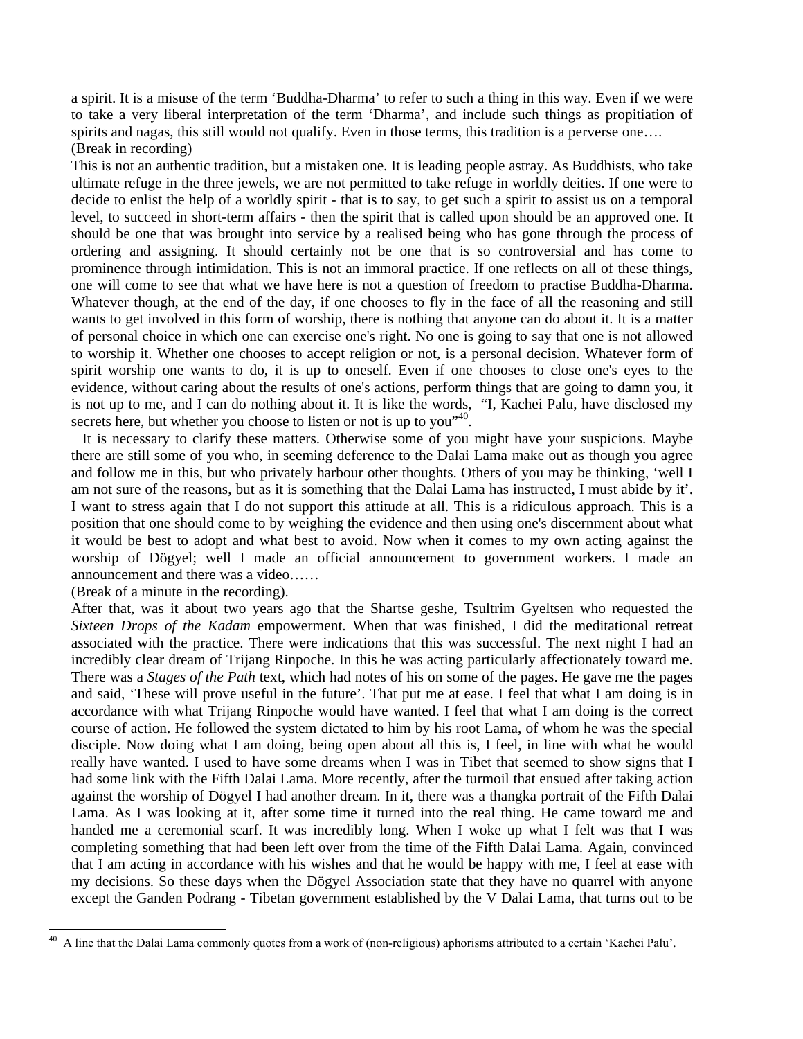a spirit. It is a misuse of the term 'Buddha-Dharma' to refer to such a thing in this way. Even if we were to take a very liberal interpretation of the term 'Dharma', and include such things as propitiation of spirits and nagas, this still would not qualify. Even in those terms, this tradition is a perverse one….
(Break in recording)

This is not an authentic tradition, but a mistaken one. It is leading people astray. As Buddhists, who take ultimate refuge in the three jewels, we are not permitted to take refuge in worldly deities. If one were to decide to enlist the help of a worldly spirit - that is to say, to get such a spirit to assist us on a temporal level, to succeed in short-term affairs - then the spirit that is called upon should be an approved one. It should be one that was brought into service by a realised being who has gone through the process of ordering and assigning. It should certainly not be one that is so controversial and has come to prominence through intimidation. This is not an immoral practice. If one reflects on all of these things, one will come to see that what we have here is not a question of freedom to practise Buddha-Dharma. Whatever though, at the end of the day, if one chooses to fly in the face of all the reasoning and still wants to get involved in this form of worship, there is nothing that anyone can do about it. It is a matter of personal choice in which one can exercise one's right. No one is going to say that one is not allowed to worship it. Whether one chooses to accept religion or not, is a personal decision. Whatever form of spirit worship one wants to do, it is up to oneself. Even if one chooses to close one's eyes to the evidence, without caring about the results of one's actions, perform things that are going to damn you, it is not up to me, and I can do nothing about it. It is like the words, "I, Kachei Palu, have disclosed my secrets here, but whether you choose to listen or not is up to you"[40].

It is necessary to clarify these matters. Otherwise some of you might have your suspicions. Maybe there are still some of you who, in seeming deference to the Dalai Lama make out as though you agree and follow me in this, but who privately harbour other thoughts. Others of you may be thinking, 'well I am not sure of the reasons, but as it is something that the Dalai Lama has instructed, I must abide by it'. I want to stress again that I do not support this attitude at all. This is a ridiculous approach. This is a position that one should come to by weighing the evidence and then using one's discernment about what it would be best to adopt and what best to avoid. Now when it comes to my own acting against the worship of Dögyel; well I made an official announcement to government workers. I made an announcement and there was a video……
(Break of a minute in the recording).

After that, was it about two years ago that the Shartse geshe, Tsultrim Gyeltsen who requested the *Sixteen Drops of the Kadam* empowerment. When that was finished, I did the meditational retreat associated with the practice. There were indications that this was successful. The next night I had an incredibly clear dream of Trijang Rinpoche. In this he was acting particularly affectionately toward me. There was a *Stages of the Path* text, which had notes of his on some of the pages. He gave me the pages and said, 'These will prove useful in the future'. That put me at ease. I feel that what I am doing is in accordance with what Trijang Rinpoche would have wanted. I feel that what I am doing is the correct course of action. He followed the system dictated to him by his root Lama, of whom he was the special disciple. Now doing what I am doing, being open about all this is, I feel, in line with what he would really have wanted. I used to have some dreams when I was in Tibet that seemed to show signs that I had some link with the Fifth Dalai Lama. More recently, after the turmoil that ensued after taking action against the worship of Dögyel I had another dream. In it, there was a thangka portrait of the Fifth Dalai Lama. As I was looking at it, after some time it turned into the real thing. He came toward me and handed me a ceremonial scarf. It was incredibly long. When I woke up what I felt was that I was completing something that had been left over from the time of the Fifth Dalai Lama. Again, convinced that I am acting in accordance with his wishes and that he would be happy with me, I feel at ease with my decisions. So these days when the Dögyel Association state that they have no quarrel with anyone except the Ganden Podrang - Tibetan government established by the V Dalai Lama, that turns out to be

[40] A line that the Dalai Lama commonly quotes from a work of (non-religious) aphorisms attributed to a certain 'Kachei Palu'.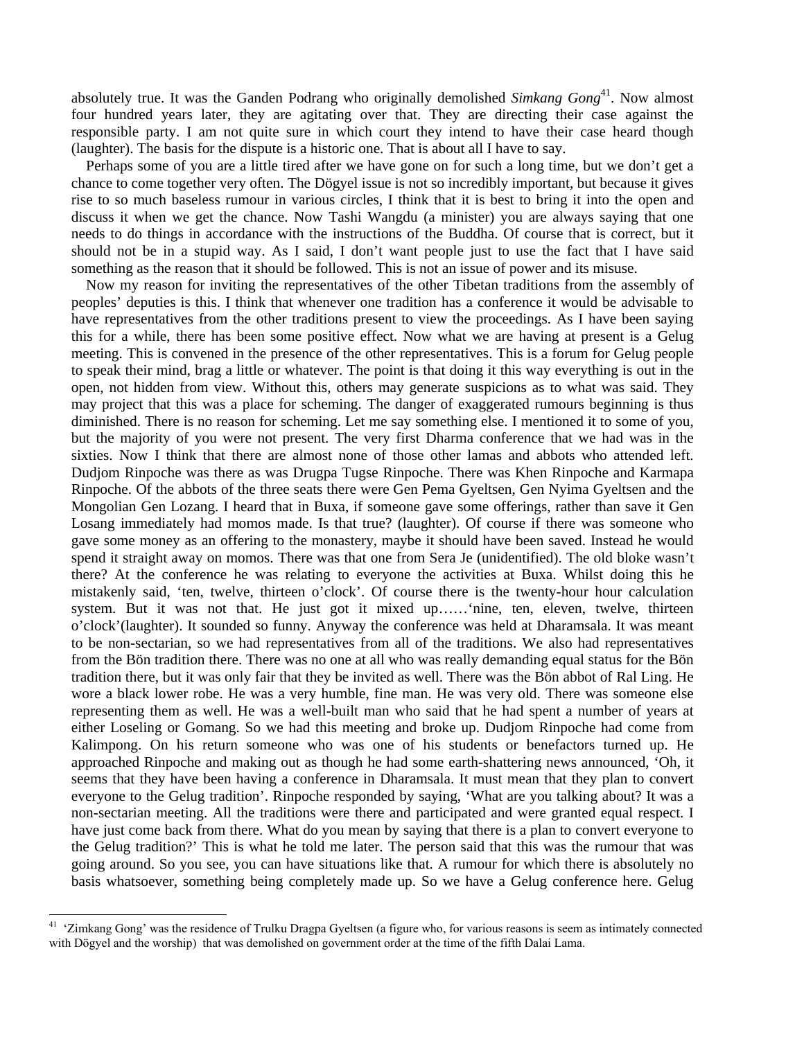absolutely true. It was the Ganden Podrang who originally demolished *Simkang Gong*[41]. Now almost four hundred years later, they are agitating over that. They are directing their case against the responsible party. I am not quite sure in which court they intend to have their case heard though (laughter). The basis for the dispute is a historic one. That is about all I have to say.

Perhaps some of you are a little tired after we have gone on for such a long time, but we don't get a chance to come together very often. The Dögyel issue is not so incredibly important, but because it gives rise to so much baseless rumour in various circles, I think that it is best to bring it into the open and discuss it when we get the chance. Now Tashi Wangdu (a minister) you are always saying that one needs to do things in accordance with the instructions of the Buddha. Of course that is correct, but it should not be in a stupid way. As I said, I don't want people just to use the fact that I have said something as the reason that it should be followed. This is not an issue of power and its misuse.

Now my reason for inviting the representatives of the other Tibetan traditions from the assembly of peoples' deputies is this. I think that whenever one tradition has a conference it would be advisable to have representatives from the other traditions present to view the proceedings. As I have been saying this for a while, there has been some positive effect. Now what we are having at present is a Gelug meeting. This is convened in the presence of the other representatives. This is a forum for Gelug people to speak their mind, brag a little or whatever. The point is that doing it this way everything is out in the open, not hidden from view. Without this, others may generate suspicions as to what was said. They may project that this was a place for scheming. The danger of exaggerated rumours beginning is thus diminished. There is no reason for scheming. Let me say something else. I mentioned it to some of you, but the majority of you were not present. The very first Dharma conference that we had was in the sixties. Now I think that there are almost none of those other lamas and abbots who attended left. Dudjom Rinpoche was there as was Drugpa Tugse Rinpoche. There was Khen Rinpoche and Karmapa Rinpoche. Of the abbots of the three seats there were Gen Pema Gyeltsen, Gen Nyima Gyeltsen and the Mongolian Gen Lozang. I heard that in Buxa, if someone gave some offerings, rather than save it Gen Losang immediately had momos made. Is that true? (laughter). Of course if there was someone who gave some money as an offering to the monastery, maybe it should have been saved. Instead he would spend it straight away on momos. There was that one from Sera Je (unidentified). The old bloke wasn't there? At the conference he was relating to everyone the activities at Buxa. Whilst doing this he mistakenly said, 'ten, twelve, thirteen o'clock'. Of course there is the twenty-hour hour calculation system. But it was not that. He just got it mixed up……'nine, ten, eleven, twelve, thirteen o'clock'(laughter). It sounded so funny. Anyway the conference was held at Dharamsala. It was meant to be non-sectarian, so we had representatives from all of the traditions. We also had representatives from the Bön tradition there. There was no one at all who was really demanding equal status for the Bön tradition there, but it was only fair that they be invited as well. There was the Bön abbot of Ral Ling. He wore a black lower robe. He was a very humble, fine man. He was very old. There was someone else representing them as well. He was a well-built man who said that he had spent a number of years at either Loseling or Gomang. So we had this meeting and broke up. Dudjom Rinpoche had come from Kalimpong. On his return someone who was one of his students or benefactors turned up. He approached Rinpoche and making out as though he had some earth-shattering news announced, 'Oh, it seems that they have been having a conference in Dharamsala. It must mean that they plan to convert everyone to the Gelug tradition'. Rinpoche responded by saying, 'What are you talking about? It was a non-sectarian meeting. All the traditions were there and participated and were granted equal respect. I have just come back from there. What do you mean by saying that there is a plan to convert everyone to the Gelug tradition?' This is what he told me later. The person said that this was the rumour that was going around. So you see, you can have situations like that. A rumour for which there is absolutely no basis whatsoever, something being completely made up. So we have a Gelug conference here. Gelug

---

[41] 'Zimkang Gong' was the residence of Trulku Dragpa Gyeltsen (a figure who, for various reasons is seem as intimately connected with Dögyel and the worship) that was demolished on government order at the time of the fifth Dalai Lama.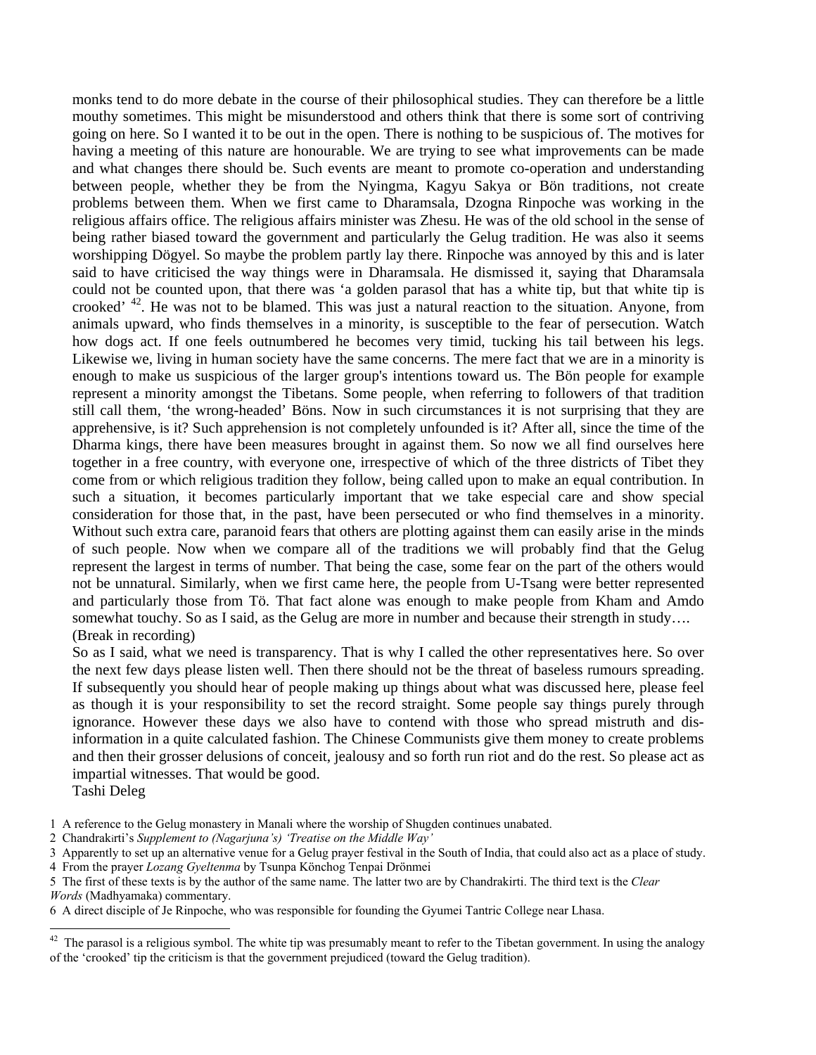monks tend to do more debate in the course of their philosophical studies. They can therefore be a little mouthy sometimes. This might be misunderstood and others think that there is some sort of contriving going on here. So I wanted it to be out in the open. There is nothing to be suspicious of. The motives for having a meeting of this nature are honourable. We are trying to see what improvements can be made and what changes there should be. Such events are meant to promote co-operation and understanding between people, whether they be from the Nyingma, Kagyu Sakya or Bön traditions, not create problems between them. When we first came to Dharamsala, Dzogna Rinpoche was working in the religious affairs office. The religious affairs minister was Zhesu. He was of the old school in the sense of being rather biased toward the government and particularly the Gelug tradition. He was also it seems worshipping Dögyel. So maybe the problem partly lay there. Rinpoche was annoyed by this and is later said to have criticised the way things were in Dharamsala. He dismissed it, saying that Dharamsala could not be counted upon, that there was 'a golden parasol that has a white tip, but that white tip is crooked' [42]. He was not to be blamed. This was just a natural reaction to the situation. Anyone, from animals upward, who finds themselves in a minority, is susceptible to the fear of persecution. Watch how dogs act. If one feels outnumbered he becomes very timid, tucking his tail between his legs. Likewise we, living in human society have the same concerns. The mere fact that we are in a minority is enough to make us suspicious of the larger group's intentions toward us. The Bön people for example represent a minority amongst the Tibetans. Some people, when referring to followers of that tradition still call them, 'the wrong-headed' Böns. Now in such circumstances it is not surprising that they are apprehensive, is it? Such apprehension is not completely unfounded is it? After all, since the time of the Dharma kings, there have been measures brought in against them. So now we all find ourselves here together in a free country, with everyone one, irrespective of which of the three districts of Tibet they come from or which religious tradition they follow, being called upon to make an equal contribution. In such a situation, it becomes particularly important that we take especial care and show special consideration for those that, in the past, have been persecuted or who find themselves in a minority. Without such extra care, paranoid fears that others are plotting against them can easily arise in the minds of such people. Now when we compare all of the traditions we will probably find that the Gelug represent the largest in terms of number. That being the case, some fear on the part of the others would not be unnatural. Similarly, when we first came here, the people from U-Tsang were better represented and particularly those from Tö. That fact alone was enough to make people from Kham and Amdo somewhat touchy. So as I said, as the Gelug are more in number and because their strength in study….
(Break in recording)
So as I said, what we need is transparency. That is why I called the other representatives here. So over the next few days please listen well. Then there should not be the threat of baseless rumours spreading. If subsequently you should hear of people making up things about what was discussed here, please feel as though it is your responsibility to set the record straight. Some people say things purely through ignorance. However these days we also have to contend with those who spread mistruth and dis-information in a quite calculated fashion. The Chinese Communists give them money to create problems and then their grosser delusions of conceit, jealousy and so forth run riot and do the rest. So please act as impartial witnesses. That would be good.
Tashi Deleg

1 A reference to the Gelug monastery in Manali where the worship of Shugden continues unabated.
2 Chandrakirti's *Supplement to (Nagarjuna's) 'Treatise on the Middle Way'*
3 Apparently to set up an alternative venue for a Gelug prayer festival in the South of India, that could also act as a place of study.
4 From the prayer *Lozang Gyeltenma* by Tsunpa Könchog Tenpai Drönmei
5 The first of these texts is by the author of the same name. The latter two are by Chandrakirti. The third text is the *Clear Words* (Madhyamaka) commentary.
6 A direct disciple of Je Rinpoche, who was responsible for founding the Gyumei Tantric College near Lhasa.

[42] The parasol is a religious symbol. The white tip was presumably meant to refer to the Tibetan government. In using the analogy of the 'crooked' tip the criticism is that the government prejudiced (toward the Gelug tradition).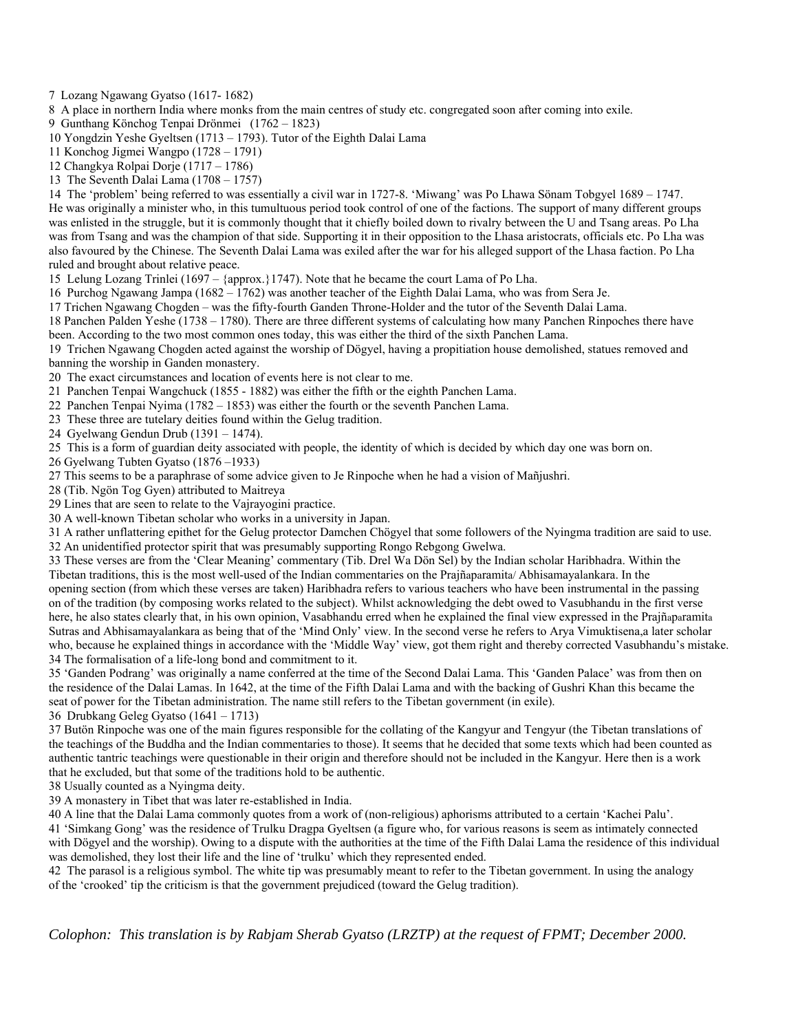7 Lozang Ngawang Gyatso (1617- 1682)

8 A place in northern India where monks from the main centres of study etc. congregated soon after coming into exile.

9 Gunthang Könchog Tenpai Drönmei (1762 – 1823)

10 Yongdzin Yeshe Gyeltsen (1713 – 1793). Tutor of the Eighth Dalai Lama

11 Konchog Jigmei Wangpo (1728 – 1791)

12 Changkya Rolpai Dorje (1717 – 1786)

13 The Seventh Dalai Lama (1708 – 1757)

14 The 'problem' being referred to was essentially a civil war in 1727-8. 'Miwang' was Po Lhawa Sönam Tobgyel 1689 – 1747. He was originally a minister who, in this tumultuous period took control of one of the factions. The support of many different groups was enlisted in the struggle, but it is commonly thought that it chiefly boiled down to rivalry between the U and Tsang areas. Po Lha was from Tsang and was the champion of that side. Supporting it in their opposition to the Lhasa aristocrats, officials etc. Po Lha was also favoured by the Chinese. The Seventh Dalai Lama was exiled after the war for his alleged support of the Lhasa faction. Po Lha ruled and brought about relative peace.

15 Lelung Lozang Trinlei (1697 – {approx.}1747). Note that he became the court Lama of Po Lha.

16 Purchog Ngawang Jampa (1682 – 1762) was another teacher of the Eighth Dalai Lama, who was from Sera Je.

17 Trichen Ngawang Chogden – was the fifty-fourth Ganden Throne-Holder and the tutor of the Seventh Dalai Lama.

18 Panchen Palden Yeshe (1738 – 1780). There are three different systems of calculating how many Panchen Rinpoches there have been. According to the two most common ones today, this was either the third of the sixth Panchen Lama.

19 Trichen Ngawang Chogden acted against the worship of Dögyel, having a propitiation house demolished, statues removed and banning the worship in Ganden monastery.

20 The exact circumstances and location of events here is not clear to me.

21 Panchen Tenpai Wangchuck (1855 - 1882) was either the fifth or the eighth Panchen Lama.

22 Panchen Tenpai Nyima (1782 – 1853) was either the fourth or the seventh Panchen Lama.

23 These three are tutelary deities found within the Gelug tradition.

24 Gyelwang Gendun Drub (1391 – 1474).

25 This is a form of guardian deity associated with people, the identity of which is decided by which day one was born on.

26 Gyelwang Tubten Gyatso (1876 –1933)

27 This seems to be a paraphrase of some advice given to Je Rinpoche when he had a vision of Mañjushri.

28 (Tib. Ngön Tog Gyen) attributed to Maitreya

29 Lines that are seen to relate to the Vajrayogini practice.

30 A well-known Tibetan scholar who works in a university in Japan.

31 A rather unflattering epithet for the Gelug protector Damchen Chögyel that some followers of the Nyingma tradition are said to use.

32 An unidentified protector spirit that was presumably supporting Rongo Rebgong Gwelwa.

33 These verses are from the 'Clear Meaning' commentary (Tib. Drel Wa Dön Sel) by the Indian scholar Haribhadra. Within the Tibetan traditions, this is the most well-used of the Indian commentaries on the Prajñaparamita/ Abhisamayalankara. In the opening section (from which these verses are taken) Haribhadra refers to various teachers who have been instrumental in the passing on of the tradition (by composing works related to the subject). Whilst acknowledging the debt owed to Vasubhandu in the first verse here, he also states clearly that, in his own opinion, Vasabhandu erred when he explained the final view expressed in the Prajñaparamita Sutras and Abhisamayalankara as being that of the 'Mind Only' view. In the second verse he refers to Arya Vimuktisena,a later scholar who, because he explained things in accordance with the 'Middle Way' view, got them right and thereby corrected Vasubhandu's mistake.

34 The formalisation of a life-long bond and commitment to it.

35 'Ganden Podrang' was originally a name conferred at the time of the Second Dalai Lama. This 'Ganden Palace' was from then on the residence of the Dalai Lamas. In 1642, at the time of the Fifth Dalai Lama and with the backing of Gushri Khan this became the seat of power for the Tibetan administration. The name still refers to the Tibetan government (in exile).

36 Drubkang Geleg Gyatso (1641 – 1713)

37 Butön Rinpoche was one of the main figures responsible for the collating of the Kangyur and Tengyur (the Tibetan translations of the teachings of the Buddha and the Indian commentaries to those). It seems that he decided that some texts which had been counted as authentic tantric teachings were questionable in their origin and therefore should not be included in the Kangyur. Here then is a work that he excluded, but that some of the traditions hold to be authentic.

38 Usually counted as a Nyingma deity.

39 A monastery in Tibet that was later re-established in India.

40 A line that the Dalai Lama commonly quotes from a work of (non-religious) aphorisms attributed to a certain 'Kachei Palu'.

41 'Simkang Gong' was the residence of Trulku Dragpa Gyeltsen (a figure who, for various reasons is seem as intimately connected with Dögyel and the worship). Owing to a dispute with the authorities at the time of the Fifth Dalai Lama the residence of this individual was demolished, they lost their life and the line of 'trulku' which they represented ended.

42 The parasol is a religious symbol. The white tip was presumably meant to refer to the Tibetan government. In using the analogy of the 'crooked' tip the criticism is that the government prejudiced (toward the Gelug tradition).

*Colophon: This translation is by Rabjam Sherab Gyatso (LRZTP) at the request of FPMT; December 2000.*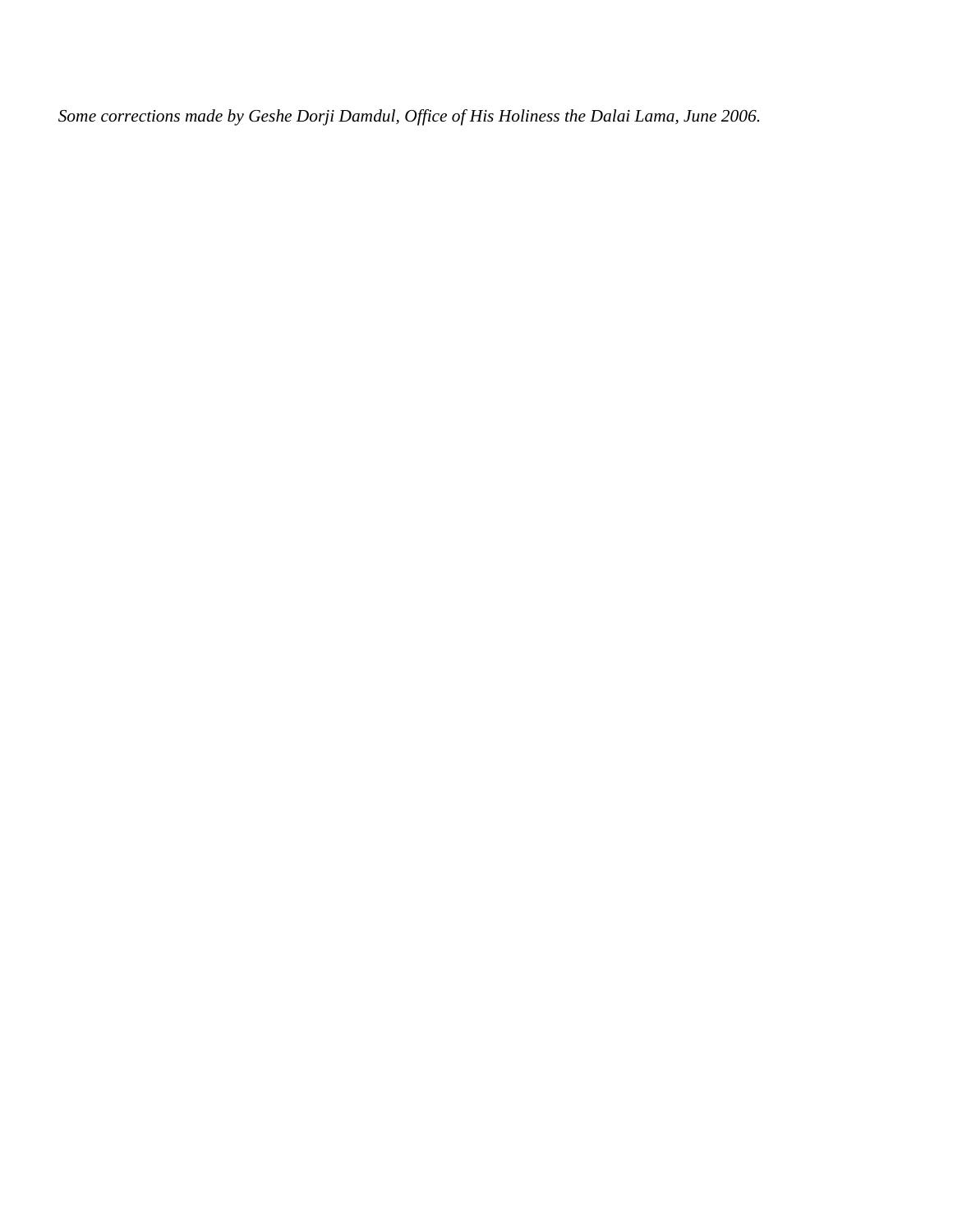*Some corrections made by Geshe Dorji Damdul, Office of His Holiness the Dalai Lama, June 2006.*